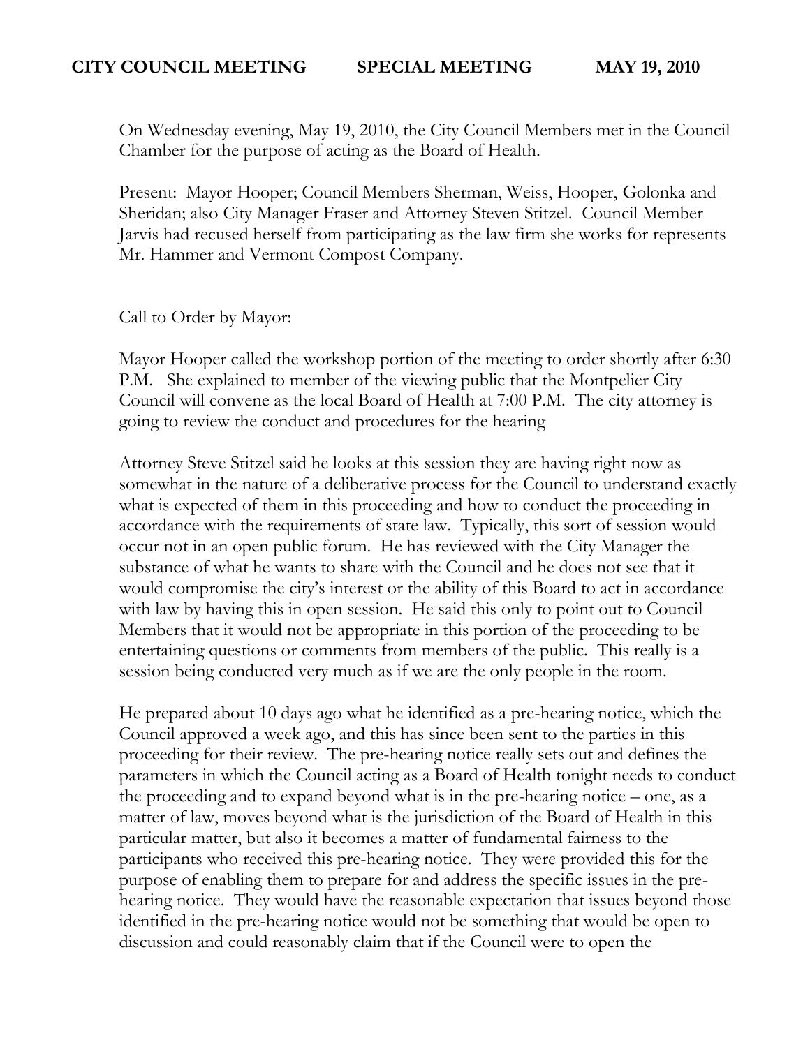**CITY COUNCIL MEETING SPECIAL MEETING MAY 19, 2010**

On Wednesday evening, May 19, 2010, the City Council Members met in the Council Chamber for the purpose of acting as the Board of Health.

Present: Mayor Hooper; Council Members Sherman, Weiss, Hooper, Golonka and Sheridan; also City Manager Fraser and Attorney Steven Stitzel. Council Member Jarvis had recused herself from participating as the law firm she works for represents Mr. Hammer and Vermont Compost Company.

Call to Order by Mayor:

Mayor Hooper called the workshop portion of the meeting to order shortly after 6:30 P.M. She explained to member of the viewing public that the Montpelier City Council will convene as the local Board of Health at 7:00 P.M. The city attorney is going to review the conduct and procedures for the hearing

Attorney Steve Stitzel said he looks at this session they are having right now as somewhat in the nature of a deliberative process for the Council to understand exactly what is expected of them in this proceeding and how to conduct the proceeding in accordance with the requirements of state law. Typically, this sort of session would occur not in an open public forum. He has reviewed with the City Manager the substance of what he wants to share with the Council and he does not see that it would compromise the city's interest or the ability of this Board to act in accordance with law by having this in open session. He said this only to point out to Council Members that it would not be appropriate in this portion of the proceeding to be entertaining questions or comments from members of the public. This really is a session being conducted very much as if we are the only people in the room.

He prepared about 10 days ago what he identified as a pre-hearing notice, which the Council approved a week ago, and this has since been sent to the parties in this proceeding for their review. The pre-hearing notice really sets out and defines the parameters in which the Council acting as a Board of Health tonight needs to conduct the proceeding and to expand beyond what is in the pre-hearing notice – one, as a matter of law, moves beyond what is the jurisdiction of the Board of Health in this particular matter, but also it becomes a matter of fundamental fairness to the participants who received this pre-hearing notice. They were provided this for the purpose of enabling them to prepare for and address the specific issues in the pre-hearing notice. They would have the reasonable expectation that issues beyond those identified in the pre-hearing notice would not be something that would be open to discussion and could reasonably claim that if the Council were to open the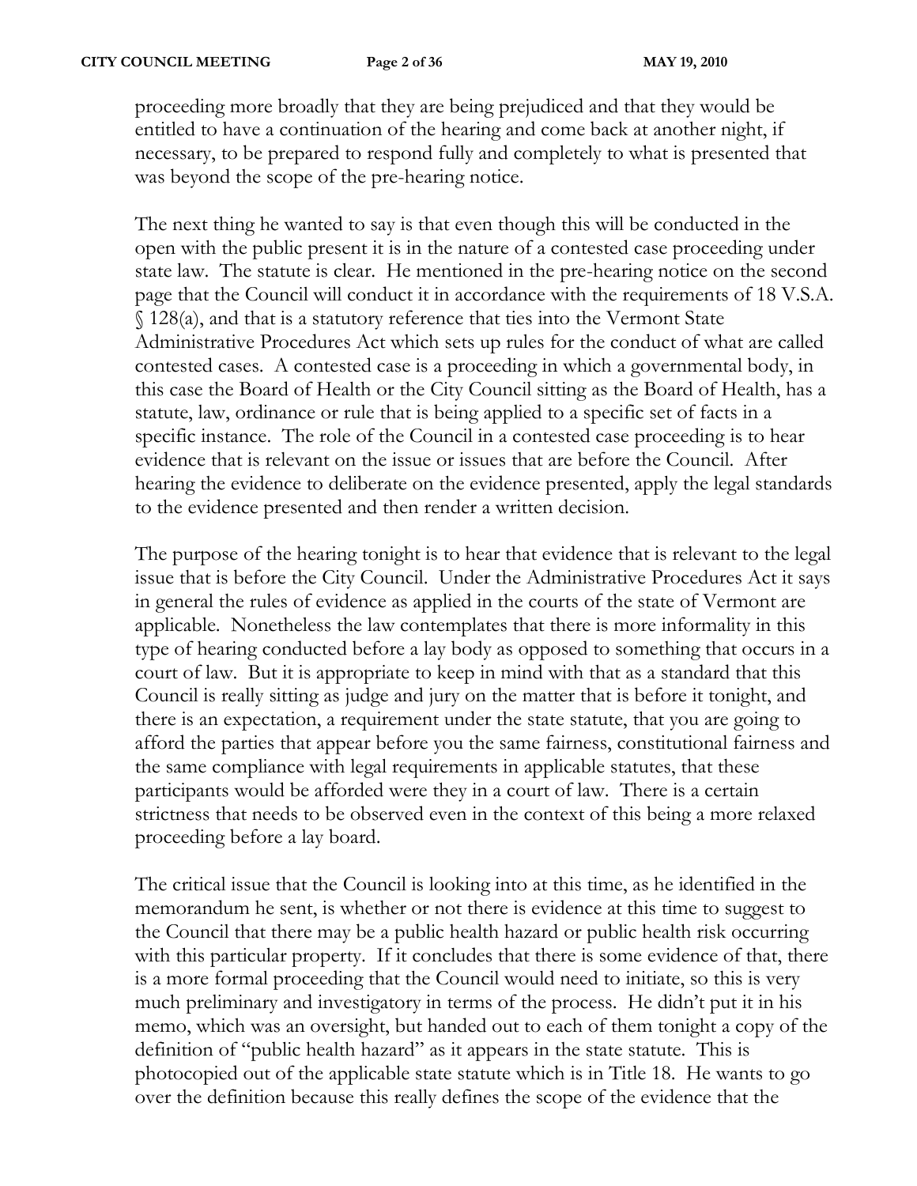proceeding more broadly that they are being prejudiced and that they would be entitled to have a continuation of the hearing and come back at another night, if necessary, to be prepared to respond fully and completely to what is presented that was beyond the scope of the pre-hearing notice.

The next thing he wanted to say is that even though this will be conducted in the open with the public present it is in the nature of a contested case proceeding under state law. The statute is clear. He mentioned in the pre-hearing notice on the second page that the Council will conduct it in accordance with the requirements of 18 V.S.A. § 128(a), and that is a statutory reference that ties into the Vermont State Administrative Procedures Act which sets up rules for the conduct of what are called contested cases. A contested case is a proceeding in which a governmental body, in this case the Board of Health or the City Council sitting as the Board of Health, has a statute, law, ordinance or rule that is being applied to a specific set of facts in a specific instance. The role of the Council in a contested case proceeding is to hear evidence that is relevant on the issue or issues that are before the Council. After hearing the evidence to deliberate on the evidence presented, apply the legal standards to the evidence presented and then render a written decision.

The purpose of the hearing tonight is to hear that evidence that is relevant to the legal issue that is before the City Council. Under the Administrative Procedures Act it says in general the rules of evidence as applied in the courts of the state of Vermont are applicable. Nonetheless the law contemplates that there is more informality in this type of hearing conducted before a lay body as opposed to something that occurs in a court of law. But it is appropriate to keep in mind with that as a standard that this Council is really sitting as judge and jury on the matter that is before it tonight, and there is an expectation, a requirement under the state statute, that you are going to afford the parties that appear before you the same fairness, constitutional fairness and the same compliance with legal requirements in applicable statutes, that these participants would be afforded were they in a court of law. There is a certain strictness that needs to be observed even in the context of this being a more relaxed proceeding before a lay board.

The critical issue that the Council is looking into at this time, as he identified in the memorandum he sent, is whether or not there is evidence at this time to suggest to the Council that there may be a public health hazard or public health risk occurring with this particular property. If it concludes that there is some evidence of that, there is a more formal proceeding that the Council would need to initiate, so this is very much preliminary and investigatory in terms of the process. He didn't put it in his memo, which was an oversight, but handed out to each of them tonight a copy of the definition of "public health hazard" as it appears in the state statute. This is photocopied out of the applicable state statute which is in Title 18. He wants to go over the definition because this really defines the scope of the evidence that the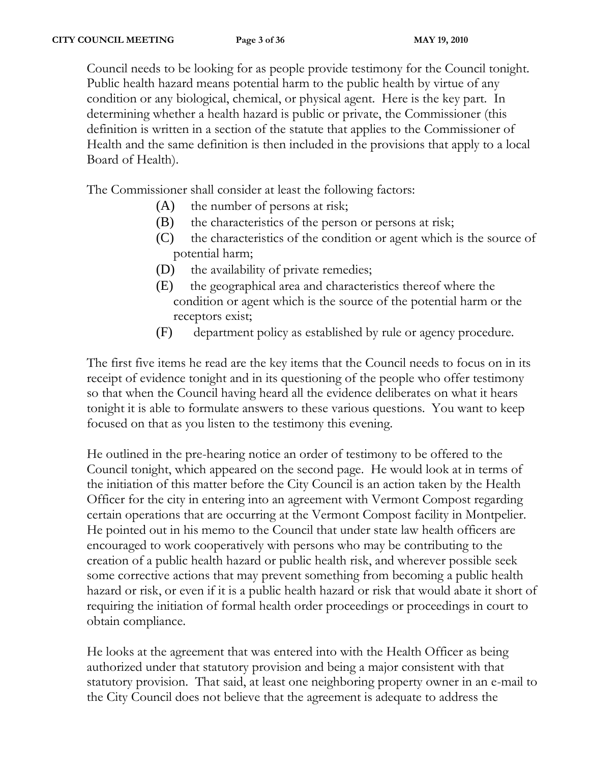Council needs to be looking for as people provide testimony for the Council tonight. Public health hazard means potential harm to the public health by virtue of any condition or any biological, chemical, or physical agent. Here is the key part. In determining whether a health hazard is public or private, the Commissioner (this definition is written in a section of the statute that applies to the Commissioner of Health and the same definition is then included in the provisions that apply to a local Board of Health).

The Commissioner shall consider at least the following factors:

(A) the number of persons at risk;

(B) the characteristics of the person or persons at risk;

(C) the characteristics of the condition or agent which is the source of potential harm;

(D) the availability of private remedies;

(E) the geographical area and characteristics thereof where the condition or agent which is the source of the potential harm or the receptors exist;

(F) department policy as established by rule or agency procedure.

The first five items he read are the key items that the Council needs to focus on in its receipt of evidence tonight and in its questioning of the people who offer testimony so that when the Council having heard all the evidence deliberates on what it hears tonight it is able to formulate answers to these various questions. You want to keep focused on that as you listen to the testimony this evening.

He outlined in the pre-hearing notice an order of testimony to be offered to the Council tonight, which appeared on the second page. He would look at in terms of the initiation of this matter before the City Council is an action taken by the Health Officer for the city in entering into an agreement with Vermont Compost regarding certain operations that are occurring at the Vermont Compost facility in Montpelier. He pointed out in his memo to the Council that under state law health officers are encouraged to work cooperatively with persons who may be contributing to the creation of a public health hazard or public health risk, and wherever possible seek some corrective actions that may prevent something from becoming a public health hazard or risk, or even if it is a public health hazard or risk that would abate it short of requiring the initiation of formal health order proceedings or proceedings in court to obtain compliance.

He looks at the agreement that was entered into with the Health Officer as being authorized under that statutory provision and being a major consistent with that statutory provision. That said, at least one neighboring property owner in an e-mail to the City Council does not believe that the agreement is adequate to address the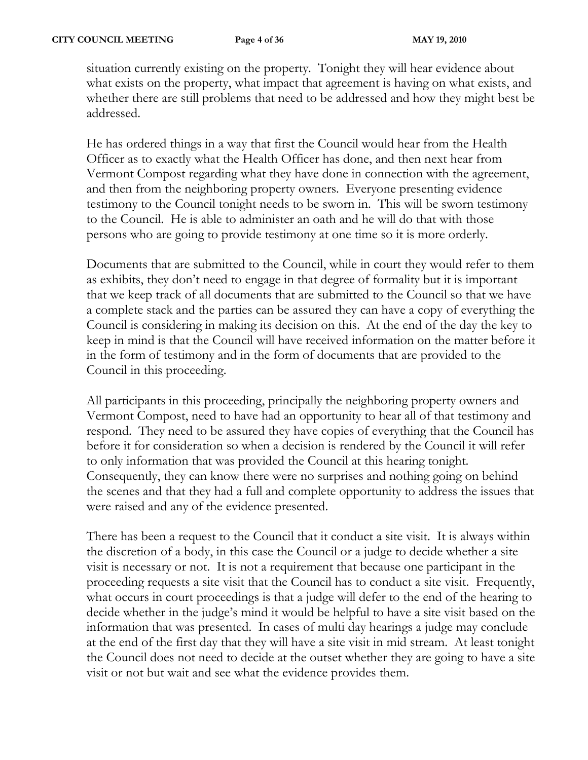situation currently existing on the property. Tonight they will hear evidence about what exists on the property, what impact that agreement is having on what exists, and whether there are still problems that need to be addressed and how they might best be addressed.

He has ordered things in a way that first the Council would hear from the Health Officer as to exactly what the Health Officer has done, and then next hear from Vermont Compost regarding what they have done in connection with the agreement, and then from the neighboring property owners. Everyone presenting evidence testimony to the Council tonight needs to be sworn in. This will be sworn testimony to the Council. He is able to administer an oath and he will do that with those persons who are going to provide testimony at one time so it is more orderly.

Documents that are submitted to the Council, while in court they would refer to them as exhibits, they don't need to engage in that degree of formality but it is important that we keep track of all documents that are submitted to the Council so that we have a complete stack and the parties can be assured they can have a copy of everything the Council is considering in making its decision on this. At the end of the day the key to keep in mind is that the Council will have received information on the matter before it in the form of testimony and in the form of documents that are provided to the Council in this proceeding.

All participants in this proceeding, principally the neighboring property owners and Vermont Compost, need to have had an opportunity to hear all of that testimony and respond. They need to be assured they have copies of everything that the Council has before it for consideration so when a decision is rendered by the Council it will refer to only information that was provided the Council at this hearing tonight. Consequently, they can know there were no surprises and nothing going on behind the scenes and that they had a full and complete opportunity to address the issues that were raised and any of the evidence presented.

There has been a request to the Council that it conduct a site visit. It is always within the discretion of a body, in this case the Council or a judge to decide whether a site visit is necessary or not. It is not a requirement that because one participant in the proceeding requests a site visit that the Council has to conduct a site visit. Frequently, what occurs in court proceedings is that a judge will defer to the end of the hearing to decide whether in the judge's mind it would be helpful to have a site visit based on the information that was presented. In cases of multi day hearings a judge may conclude at the end of the first day that they will have a site visit in mid stream. At least tonight the Council does not need to decide at the outset whether they are going to have a site visit or not but wait and see what the evidence provides them.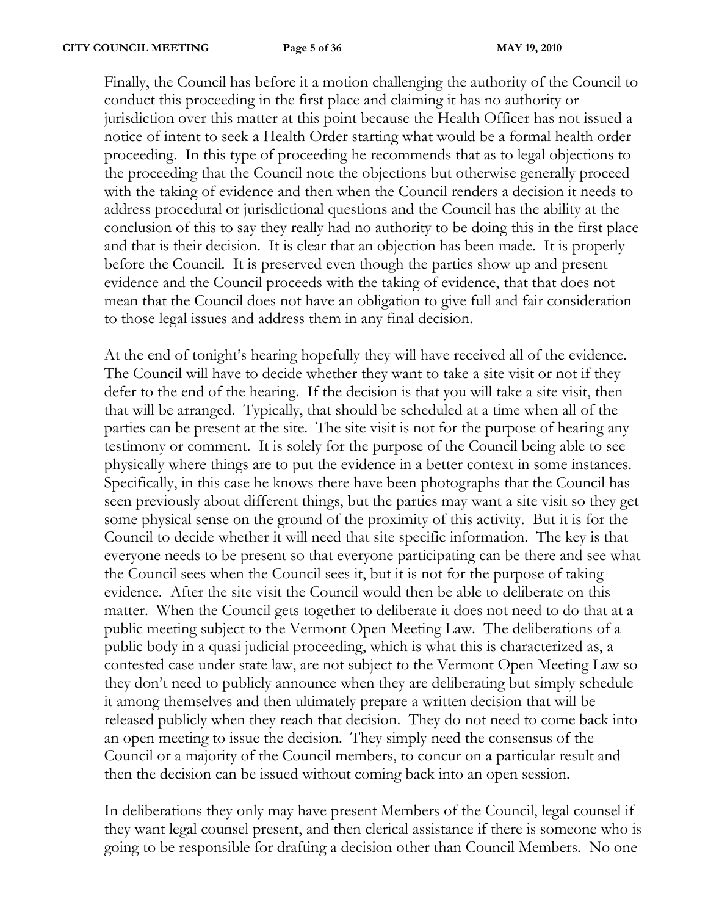Finally, the Council has before it a motion challenging the authority of the Council to conduct this proceeding in the first place and claiming it has no authority or jurisdiction over this matter at this point because the Health Officer has not issued a notice of intent to seek a Health Order starting what would be a formal health order proceeding. In this type of proceeding he recommends that as to legal objections to the proceeding that the Council note the objections but otherwise generally proceed with the taking of evidence and then when the Council renders a decision it needs to address procedural or jurisdictional questions and the Council has the ability at the conclusion of this to say they really had no authority to be doing this in the first place and that is their decision. It is clear that an objection has been made. It is properly before the Council. It is preserved even though the parties show up and present evidence and the Council proceeds with the taking of evidence, that that does not mean that the Council does not have an obligation to give full and fair consideration to those legal issues and address them in any final decision.

At the end of tonight's hearing hopefully they will have received all of the evidence. The Council will have to decide whether they want to take a site visit or not if they defer to the end of the hearing. If the decision is that you will take a site visit, then that will be arranged. Typically, that should be scheduled at a time when all of the parties can be present at the site. The site visit is not for the purpose of hearing any testimony or comment. It is solely for the purpose of the Council being able to see physically where things are to put the evidence in a better context in some instances. Specifically, in this case he knows there have been photographs that the Council has seen previously about different things, but the parties may want a site visit so they get some physical sense on the ground of the proximity of this activity. But it is for the Council to decide whether it will need that site specific information. The key is that everyone needs to be present so that everyone participating can be there and see what the Council sees when the Council sees it, but it is not for the purpose of taking evidence. After the site visit the Council would then be able to deliberate on this matter. When the Council gets together to deliberate it does not need to do that at a public meeting subject to the Vermont Open Meeting Law. The deliberations of a public body in a quasi judicial proceeding, which is what this is characterized as, a contested case under state law, are not subject to the Vermont Open Meeting Law so they don't need to publicly announce when they are deliberating but simply schedule it among themselves and then ultimately prepare a written decision that will be released publicly when they reach that decision. They do not need to come back into an open meeting to issue the decision. They simply need the consensus of the Council or a majority of the Council members, to concur on a particular result and then the decision can be issued without coming back into an open session.

In deliberations they only may have present Members of the Council, legal counsel if they want legal counsel present, and then clerical assistance if there is someone who is going to be responsible for drafting a decision other than Council Members. No one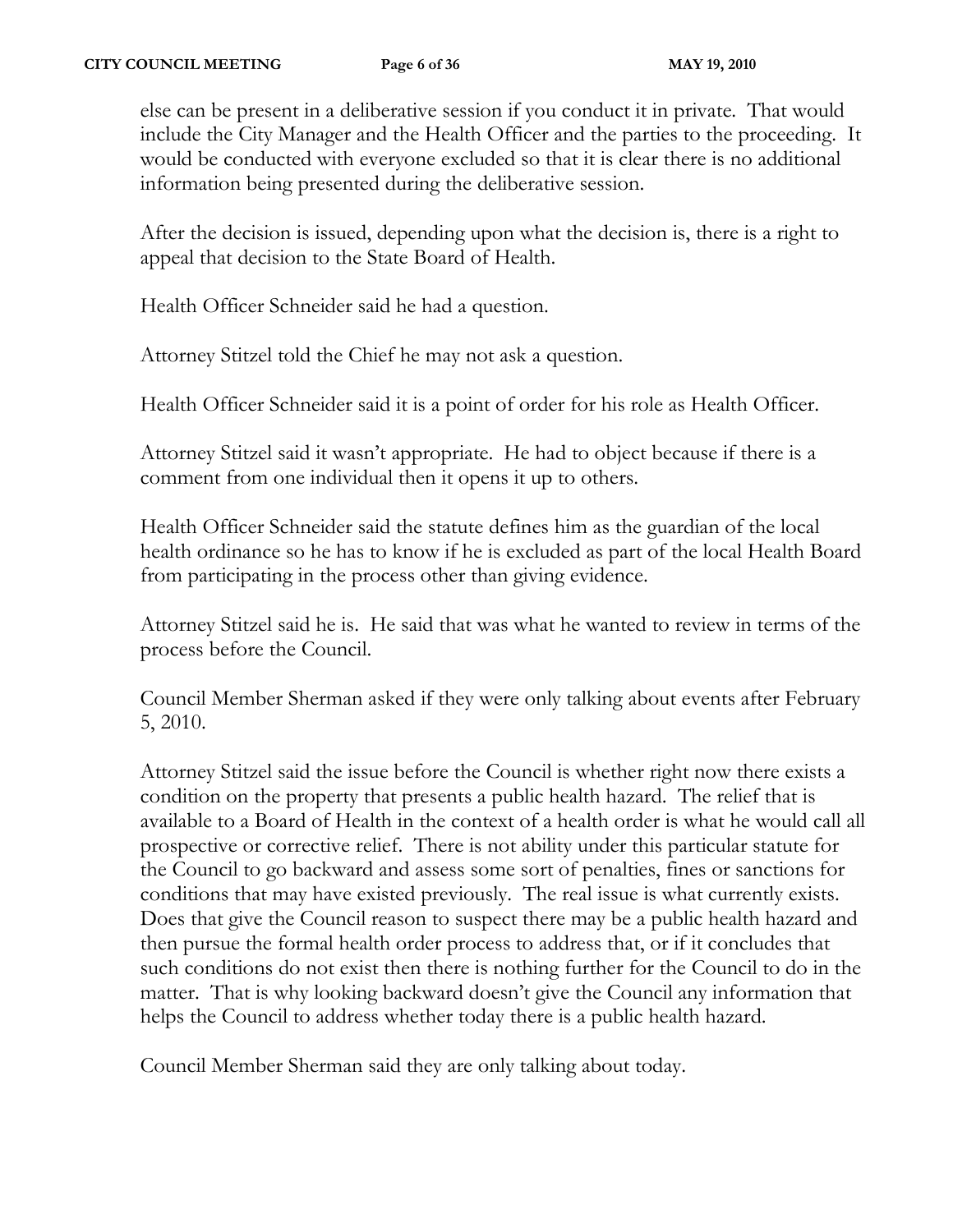else can be present in a deliberative session if you conduct it in private. That would include the City Manager and the Health Officer and the parties to the proceeding. It would be conducted with everyone excluded so that it is clear there is no additional information being presented during the deliberative session.

After the decision is issued, depending upon what the decision is, there is a right to appeal that decision to the State Board of Health.

Health Officer Schneider said he had a question.

Attorney Stitzel told the Chief he may not ask a question.

Health Officer Schneider said it is a point of order for his role as Health Officer.

Attorney Stitzel said it wasn't appropriate. He had to object because if there is a comment from one individual then it opens it up to others.

Health Officer Schneider said the statute defines him as the guardian of the local health ordinance so he has to know if he is excluded as part of the local Health Board from participating in the process other than giving evidence.

Attorney Stitzel said he is. He said that was what he wanted to review in terms of the process before the Council.

Council Member Sherman asked if they were only talking about events after February 5, 2010.

Attorney Stitzel said the issue before the Council is whether right now there exists a condition on the property that presents a public health hazard. The relief that is available to a Board of Health in the context of a health order is what he would call all prospective or corrective relief. There is not ability under this particular statute for the Council to go backward and assess some sort of penalties, fines or sanctions for conditions that may have existed previously. The real issue is what currently exists. Does that give the Council reason to suspect there may be a public health hazard and then pursue the formal health order process to address that, or if it concludes that such conditions do not exist then there is nothing further for the Council to do in the matter. That is why looking backward doesn't give the Council any information that helps the Council to address whether today there is a public health hazard.

Council Member Sherman said they are only talking about today.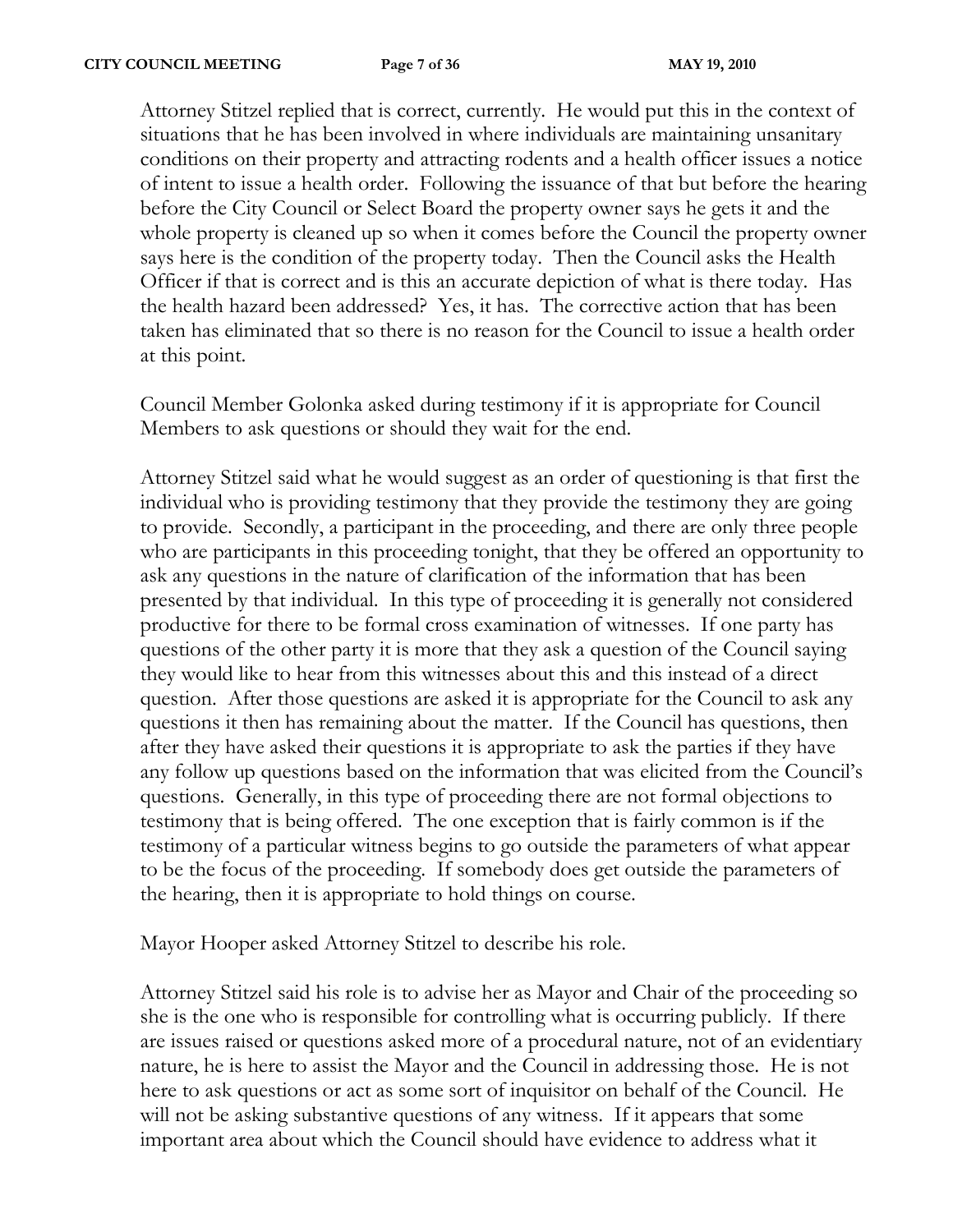Attorney Stitzel replied that is correct, currently. He would put this in the context of situations that he has been involved in where individuals are maintaining unsanitary conditions on their property and attracting rodents and a health officer issues a notice of intent to issue a health order. Following the issuance of that but before the hearing before the City Council or Select Board the property owner says he gets it and the whole property is cleaned up so when it comes before the Council the property owner says here is the condition of the property today. Then the Council asks the Health Officer if that is correct and is this an accurate depiction of what is there today. Has the health hazard been addressed? Yes, it has. The corrective action that has been taken has eliminated that so there is no reason for the Council to issue a health order at this point.

Council Member Golonka asked during testimony if it is appropriate for Council Members to ask questions or should they wait for the end.

Attorney Stitzel said what he would suggest as an order of questioning is that first the individual who is providing testimony that they provide the testimony they are going to provide. Secondly, a participant in the proceeding, and there are only three people who are participants in this proceeding tonight, that they be offered an opportunity to ask any questions in the nature of clarification of the information that has been presented by that individual. In this type of proceeding it is generally not considered productive for there to be formal cross examination of witnesses. If one party has questions of the other party it is more that they ask a question of the Council saying they would like to hear from this witnesses about this and this instead of a direct question. After those questions are asked it is appropriate for the Council to ask any questions it then has remaining about the matter. If the Council has questions, then after they have asked their questions it is appropriate to ask the parties if they have any follow up questions based on the information that was elicited from the Council's questions. Generally, in this type of proceeding there are not formal objections to testimony that is being offered. The one exception that is fairly common is if the testimony of a particular witness begins to go outside the parameters of what appear to be the focus of the proceeding. If somebody does get outside the parameters of the hearing, then it is appropriate to hold things on course.

Mayor Hooper asked Attorney Stitzel to describe his role.

Attorney Stitzel said his role is to advise her as Mayor and Chair of the proceeding so she is the one who is responsible for controlling what is occurring publicly. If there are issues raised or questions asked more of a procedural nature, not of an evidentiary nature, he is here to assist the Mayor and the Council in addressing those. He is not here to ask questions or act as some sort of inquisitor on behalf of the Council. He will not be asking substantive questions of any witness. If it appears that some important area about which the Council should have evidence to address what it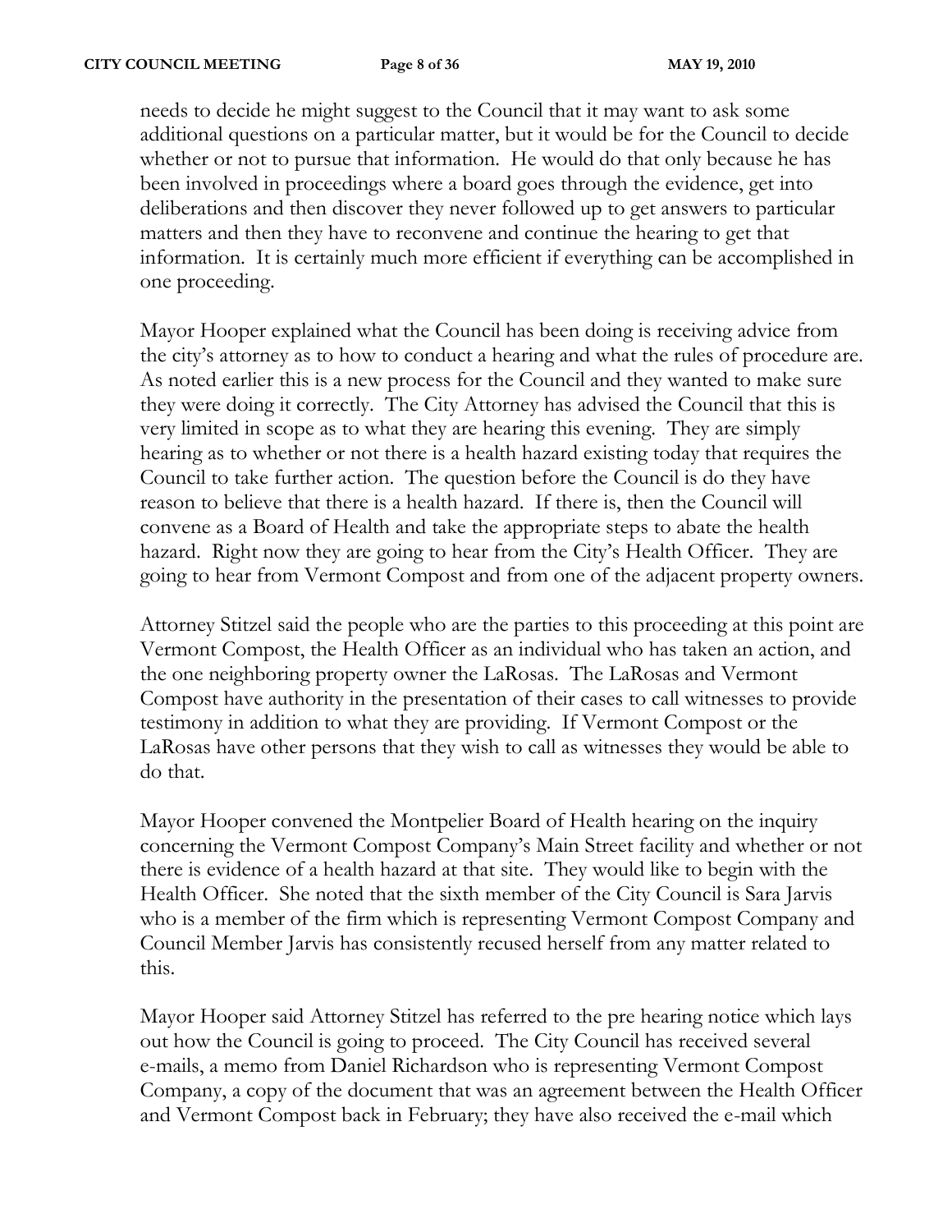needs to decide he might suggest to the Council that it may want to ask some additional questions on a particular matter, but it would be for the Council to decide whether or not to pursue that information. He would do that only because he has been involved in proceedings where a board goes through the evidence, get into deliberations and then discover they never followed up to get answers to particular matters and then they have to reconvene and continue the hearing to get that information. It is certainly much more efficient if everything can be accomplished in one proceeding.

Mayor Hooper explained what the Council has been doing is receiving advice from the city's attorney as to how to conduct a hearing and what the rules of procedure are. As noted earlier this is a new process for the Council and they wanted to make sure they were doing it correctly. The City Attorney has advised the Council that this is very limited in scope as to what they are hearing this evening. They are simply hearing as to whether or not there is a health hazard existing today that requires the Council to take further action. The question before the Council is do they have reason to believe that there is a health hazard. If there is, then the Council will convene as a Board of Health and take the appropriate steps to abate the health hazard. Right now they are going to hear from the City's Health Officer. They are going to hear from Vermont Compost and from one of the adjacent property owners.

Attorney Stitzel said the people who are the parties to this proceeding at this point are Vermont Compost, the Health Officer as an individual who has taken an action, and the one neighboring property owner the LaRosas. The LaRosas and Vermont Compost have authority in the presentation of their cases to call witnesses to provide testimony in addition to what they are providing. If Vermont Compost or the LaRosas have other persons that they wish to call as witnesses they would be able to do that.

Mayor Hooper convened the Montpelier Board of Health hearing on the inquiry concerning the Vermont Compost Company's Main Street facility and whether or not there is evidence of a health hazard at that site. They would like to begin with the Health Officer. She noted that the sixth member of the City Council is Sara Jarvis who is a member of the firm which is representing Vermont Compost Company and Council Member Jarvis has consistently recused herself from any matter related to this.

Mayor Hooper said Attorney Stitzel has referred to the pre hearing notice which lays out how the Council is going to proceed. The City Council has received several e-mails, a memo from Daniel Richardson who is representing Vermont Compost Company, a copy of the document that was an agreement between the Health Officer and Vermont Compost back in February; they have also received the e-mail which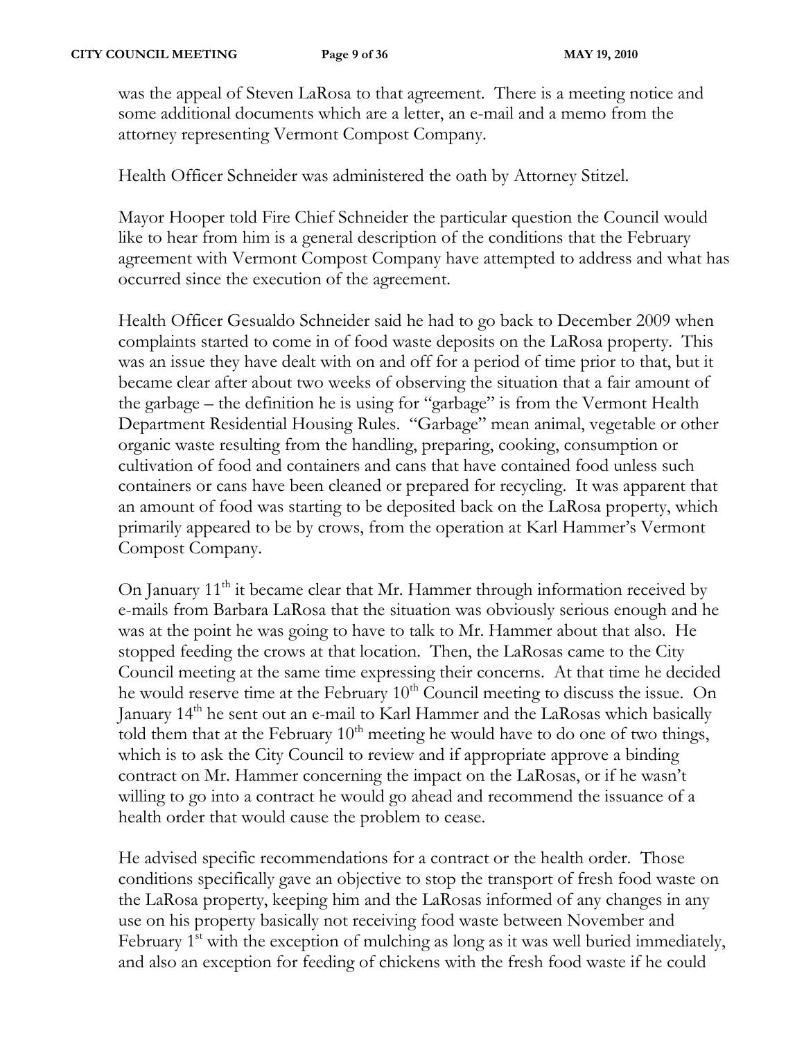was the appeal of Steven LaRosa to that agreement. There is a meeting notice and some additional documents which are a letter, an e-mail and a memo from the attorney representing Vermont Compost Company.

Health Officer Schneider was administered the oath by Attorney Stitzel.

Mayor Hooper told Fire Chief Schneider the particular question the Council would like to hear from him is a general description of the conditions that the February agreement with Vermont Compost Company have attempted to address and what has occurred since the execution of the agreement.

Health Officer Gesualdo Schneider said he had to go back to December 2009 when complaints started to come in of food waste deposits on the LaRosa property. This was an issue they have dealt with on and off for a period of time prior to that, but it became clear after about two weeks of observing the situation that a fair amount of the garbage – the definition he is using for "garbage" is from the Vermont Health Department Residential Housing Rules. "Garbage" mean animal, vegetable or other organic waste resulting from the handling, preparing, cooking, consumption or cultivation of food and containers and cans that have contained food unless such containers or cans have been cleaned or prepared for recycling. It was apparent that an amount of food was starting to be deposited back on the LaRosa property, which primarily appeared to be by crows, from the operation at Karl Hammer's Vermont Compost Company.

On January 11th it became clear that Mr. Hammer through information received by e-mails from Barbara LaRosa that the situation was obviously serious enough and he was at the point he was going to have to talk to Mr. Hammer about that also. He stopped feeding the crows at that location. Then, the LaRosas came to the City Council meeting at the same time expressing their concerns. At that time he decided he would reserve time at the February 10th Council meeting to discuss the issue. On January 14th he sent out an e-mail to Karl Hammer and the LaRosas which basically told them that at the February 10th meeting he would have to do one of two things, which is to ask the City Council to review and if appropriate approve a binding contract on Mr. Hammer concerning the impact on the LaRosas, or if he wasn't willing to go into a contract he would go ahead and recommend the issuance of a health order that would cause the problem to cease.

He advised specific recommendations for a contract or the health order. Those conditions specifically gave an objective to stop the transport of fresh food waste on the LaRosa property, keeping him and the LaRosas informed of any changes in any use on his property basically not receiving food waste between November and February 1st with the exception of mulching as long as it was well buried immediately, and also an exception for feeding of chickens with the fresh food waste if he could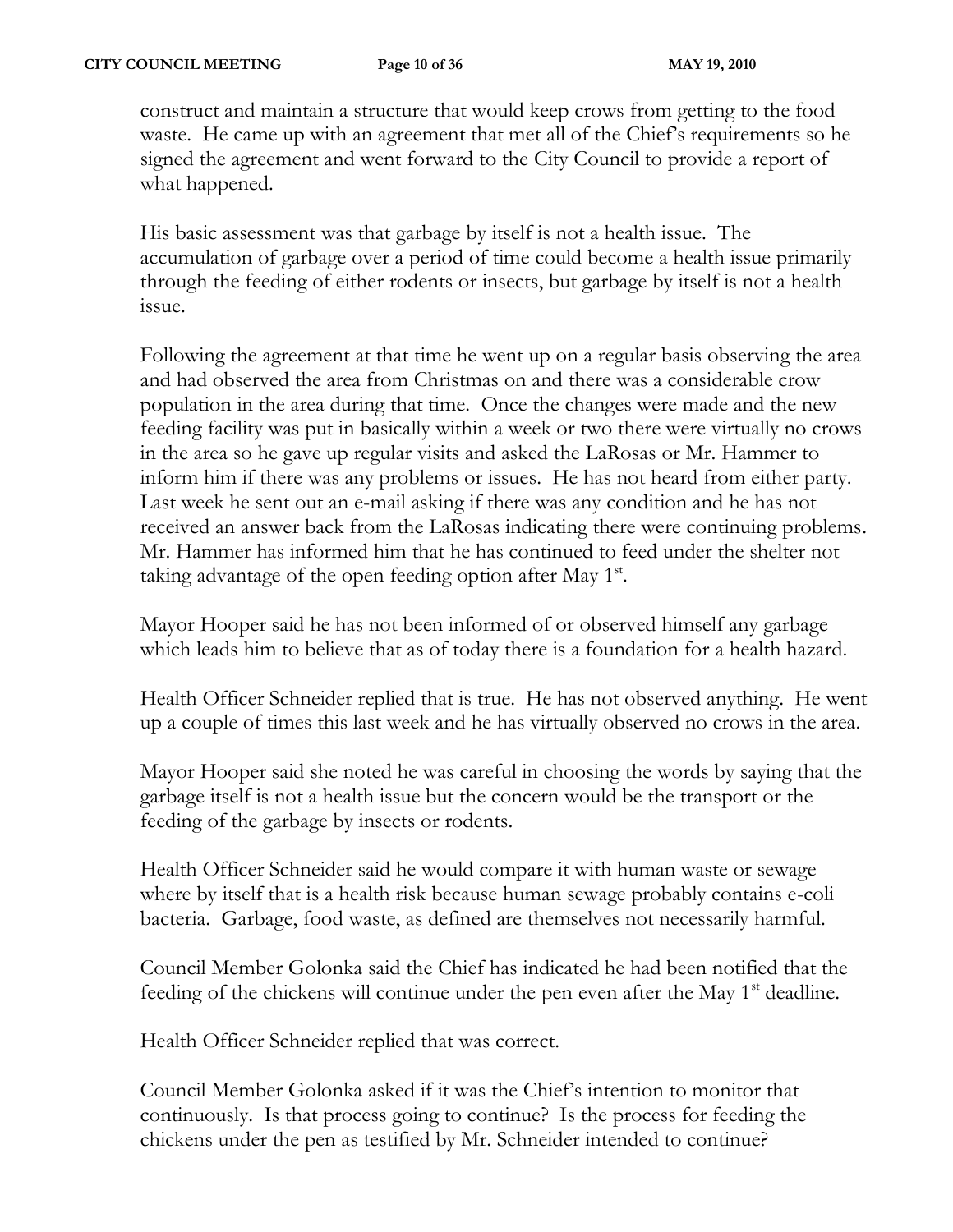construct and maintain a structure that would keep crows from getting to the food waste. He came up with an agreement that met all of the Chief's requirements so he signed the agreement and went forward to the City Council to provide a report of what happened.

His basic assessment was that garbage by itself is not a health issue. The accumulation of garbage over a period of time could become a health issue primarily through the feeding of either rodents or insects, but garbage by itself is not a health issue.

Following the agreement at that time he went up on a regular basis observing the area and had observed the area from Christmas on and there was a considerable crow population in the area during that time. Once the changes were made and the new feeding facility was put in basically within a week or two there were virtually no crows in the area so he gave up regular visits and asked the LaRosas or Mr. Hammer to inform him if there was any problems or issues. He has not heard from either party. Last week he sent out an e-mail asking if there was any condition and he has not received an answer back from the LaRosas indicating there were continuing problems. Mr. Hammer has informed him that he has continued to feed under the shelter not taking advantage of the open feeding option after May 1st.

Mayor Hooper said he has not been informed of or observed himself any garbage which leads him to believe that as of today there is a foundation for a health hazard.

Health Officer Schneider replied that is true. He has not observed anything. He went up a couple of times this last week and he has virtually observed no crows in the area.

Mayor Hooper said she noted he was careful in choosing the words by saying that the garbage itself is not a health issue but the concern would be the transport or the feeding of the garbage by insects or rodents.

Health Officer Schneider said he would compare it with human waste or sewage where by itself that is a health risk because human sewage probably contains e-coli bacteria. Garbage, food waste, as defined are themselves not necessarily harmful.

Council Member Golonka said the Chief has indicated he had been notified that the feeding of the chickens will continue under the pen even after the May 1st deadline.

Health Officer Schneider replied that was correct.

Council Member Golonka asked if it was the Chief's intention to monitor that continuously. Is that process going to continue? Is the process for feeding the chickens under the pen as testified by Mr. Schneider intended to continue?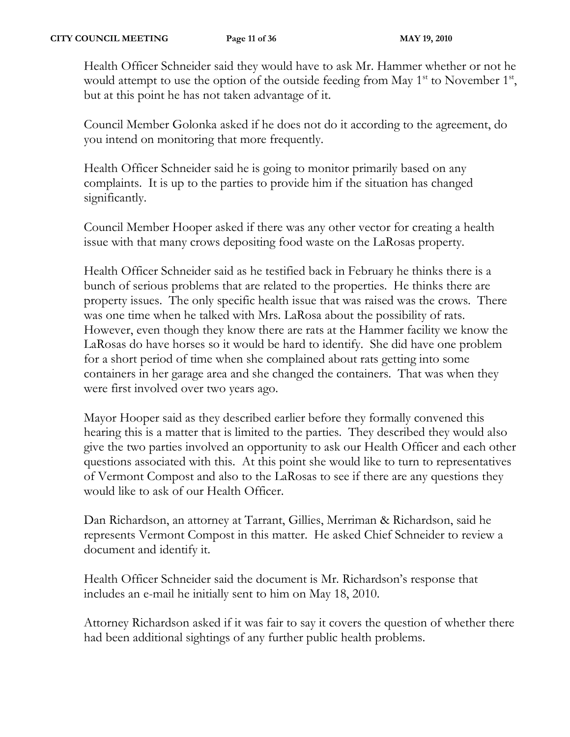Health Officer Schneider said they would have to ask Mr. Hammer whether or not he would attempt to use the option of the outside feeding from May 1st to November 1st, but at this point he has not taken advantage of it.

Council Member Golonka asked if he does not do it according to the agreement, do you intend on monitoring that more frequently.

Health Officer Schneider said he is going to monitor primarily based on any complaints. It is up to the parties to provide him if the situation has changed significantly.

Council Member Hooper asked if there was any other vector for creating a health issue with that many crows depositing food waste on the LaRosas property.

Health Officer Schneider said as he testified back in February he thinks there is a bunch of serious problems that are related to the properties. He thinks there are property issues. The only specific health issue that was raised was the crows. There was one time when he talked with Mrs. LaRosa about the possibility of rats. However, even though they know there are rats at the Hammer facility we know the LaRosas do have horses so it would be hard to identify. She did have one problem for a short period of time when she complained about rats getting into some containers in her garage area and she changed the containers. That was when they were first involved over two years ago.

Mayor Hooper said as they described earlier before they formally convened this hearing this is a matter that is limited to the parties. They described they would also give the two parties involved an opportunity to ask our Health Officer and each other questions associated with this. At this point she would like to turn to representatives of Vermont Compost and also to the LaRosas to see if there are any questions they would like to ask of our Health Officer.

Dan Richardson, an attorney at Tarrant, Gillies, Merriman & Richardson, said he represents Vermont Compost in this matter. He asked Chief Schneider to review a document and identify it.

Health Officer Schneider said the document is Mr. Richardson's response that includes an e-mail he initially sent to him on May 18, 2010.

Attorney Richardson asked if it was fair to say it covers the question of whether there had been additional sightings of any further public health problems.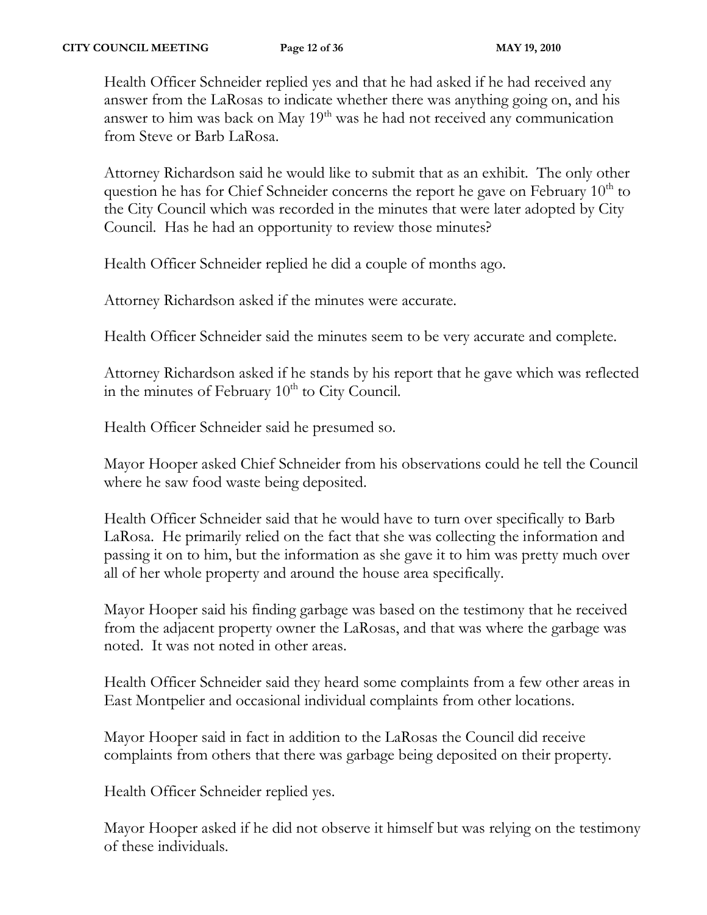Health Officer Schneider replied yes and that he had asked if he had received any answer from the LaRosas to indicate whether there was anything going on, and his answer to him was back on May 19th was he had not received any communication from Steve or Barb LaRosa.

Attorney Richardson said he would like to submit that as an exhibit. The only other question he has for Chief Schneider concerns the report he gave on February 10th to the City Council which was recorded in the minutes that were later adopted by City Council. Has he had an opportunity to review those minutes?

Health Officer Schneider replied he did a couple of months ago.

Attorney Richardson asked if the minutes were accurate.

Health Officer Schneider said the minutes seem to be very accurate and complete.

Attorney Richardson asked if he stands by his report that he gave which was reflected in the minutes of February 10th to City Council.

Health Officer Schneider said he presumed so.

Mayor Hooper asked Chief Schneider from his observations could he tell the Council where he saw food waste being deposited.

Health Officer Schneider said that he would have to turn over specifically to Barb LaRosa. He primarily relied on the fact that she was collecting the information and passing it on to him, but the information as she gave it to him was pretty much over all of her whole property and around the house area specifically.

Mayor Hooper said his finding garbage was based on the testimony that he received from the adjacent property owner the LaRosas, and that was where the garbage was noted. It was not noted in other areas.

Health Officer Schneider said they heard some complaints from a few other areas in East Montpelier and occasional individual complaints from other locations.

Mayor Hooper said in fact in addition to the LaRosas the Council did receive complaints from others that there was garbage being deposited on their property.

Health Officer Schneider replied yes.

Mayor Hooper asked if he did not observe it himself but was relying on the testimony of these individuals.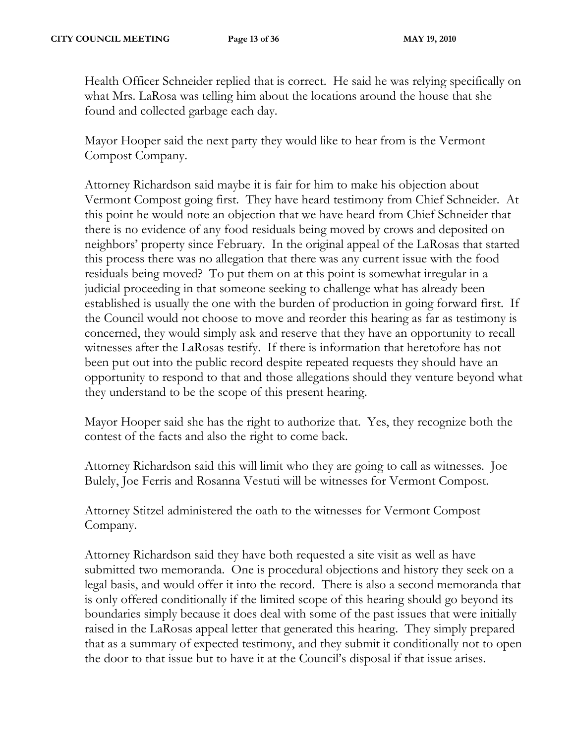Health Officer Schneider replied that is correct. He said he was relying specifically on what Mrs. LaRosa was telling him about the locations around the house that she found and collected garbage each day.

Mayor Hooper said the next party they would like to hear from is the Vermont Compost Company.

Attorney Richardson said maybe it is fair for him to make his objection about Vermont Compost going first. They have heard testimony from Chief Schneider. At this point he would note an objection that we have heard from Chief Schneider that there is no evidence of any food residuals being moved by crows and deposited on neighbors' property since February. In the original appeal of the LaRosas that started this process there was no allegation that there was any current issue with the food residuals being moved? To put them on at this point is somewhat irregular in a judicial proceeding in that someone seeking to challenge what has already been established is usually the one with the burden of production in going forward first. If the Council would not choose to move and reorder this hearing as far as testimony is concerned, they would simply ask and reserve that they have an opportunity to recall witnesses after the LaRosas testify. If there is information that heretofore has not been put out into the public record despite repeated requests they should have an opportunity to respond to that and those allegations should they venture beyond what they understand to be the scope of this present hearing.

Mayor Hooper said she has the right to authorize that. Yes, they recognize both the contest of the facts and also the right to come back.

Attorney Richardson said this will limit who they are going to call as witnesses. Joe Bulely, Joe Ferris and Rosanna Vestuti will be witnesses for Vermont Compost.

Attorney Stitzel administered the oath to the witnesses for Vermont Compost Company.

Attorney Richardson said they have both requested a site visit as well as have submitted two memoranda. One is procedural objections and history they seek on a legal basis, and would offer it into the record. There is also a second memoranda that is only offered conditionally if the limited scope of this hearing should go beyond its boundaries simply because it does deal with some of the past issues that were initially raised in the LaRosas appeal letter that generated this hearing. They simply prepared that as a summary of expected testimony, and they submit it conditionally not to open the door to that issue but to have it at the Council's disposal if that issue arises.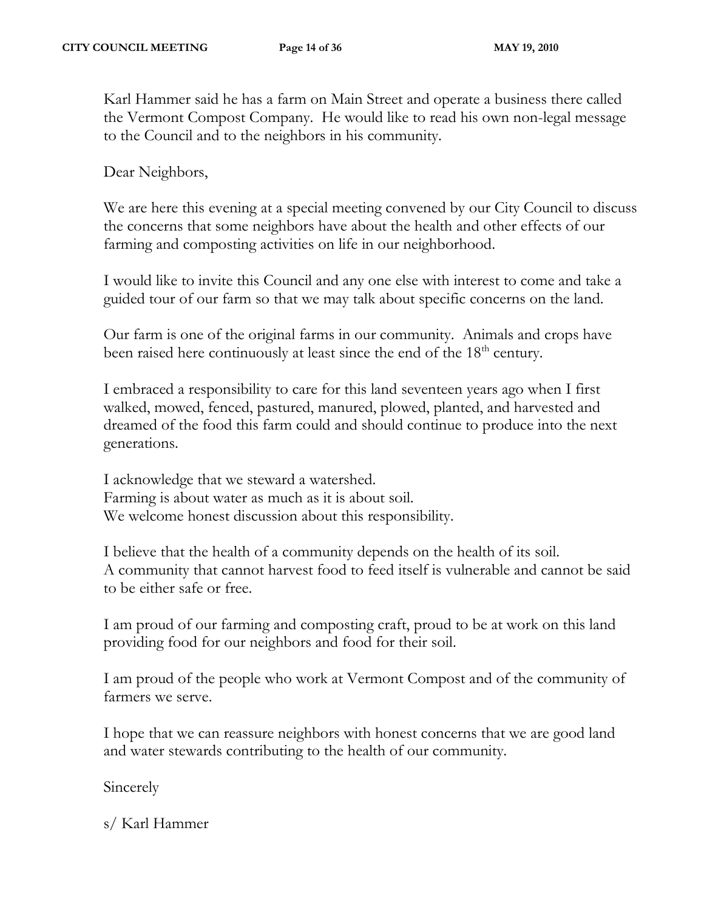Karl Hammer said he has a farm on Main Street and operate a business there called the Vermont Compost Company. He would like to read his own non-legal message to the Council and to the neighbors in his community.

Dear Neighbors,

We are here this evening at a special meeting convened by our City Council to discuss the concerns that some neighbors have about the health and other effects of our farming and composting activities on life in our neighborhood.

I would like to invite this Council and any one else with interest to come and take a guided tour of our farm so that we may talk about specific concerns on the land.

Our farm is one of the original farms in our community. Animals and crops have been raised here continuously at least since the end of the 18th century.

I embraced a responsibility to care for this land seventeen years ago when I first walked, mowed, fenced, pastured, manured, plowed, planted, and harvested and dreamed of the food this farm could and should continue to produce into the next generations.

I acknowledge that we steward a watershed.
Farming is about water as much as it is about soil.
We welcome honest discussion about this responsibility.

I believe that the health of a community depends on the health of its soil.
A community that cannot harvest food to feed itself is vulnerable and cannot be said to be either safe or free.

I am proud of our farming and composting craft, proud to be at work on this land providing food for our neighbors and food for their soil.

I am proud of the people who work at Vermont Compost and of the community of farmers we serve.

I hope that we can reassure neighbors with honest concerns that we are good land and water stewards contributing to the health of our community.

Sincerely

s/ Karl Hammer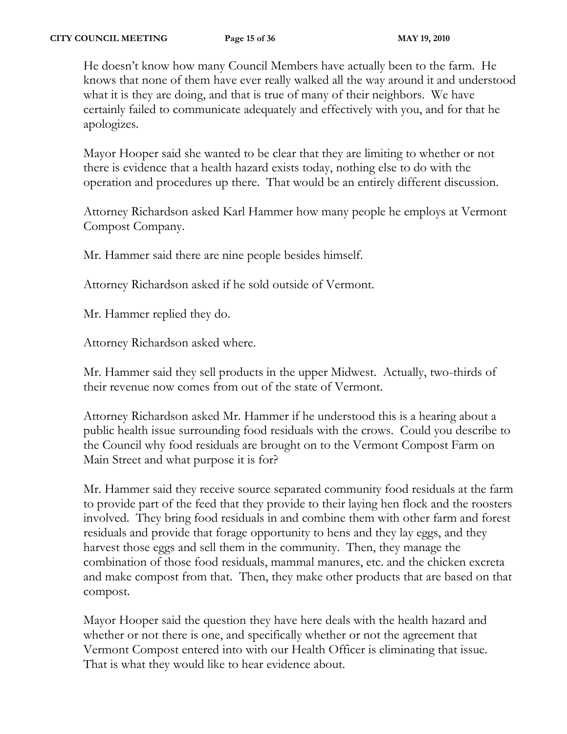He doesn't know how many Council Members have actually been to the farm. He knows that none of them have ever really walked all the way around it and understood what it is they are doing, and that is true of many of their neighbors. We have certainly failed to communicate adequately and effectively with you, and for that he apologizes.

Mayor Hooper said she wanted to be clear that they are limiting to whether or not there is evidence that a health hazard exists today, nothing else to do with the operation and procedures up there. That would be an entirely different discussion.

Attorney Richardson asked Karl Hammer how many people he employs at Vermont Compost Company.

Mr. Hammer said there are nine people besides himself.

Attorney Richardson asked if he sold outside of Vermont.

Mr. Hammer replied they do.

Attorney Richardson asked where.

Mr. Hammer said they sell products in the upper Midwest. Actually, two-thirds of their revenue now comes from out of the state of Vermont.

Attorney Richardson asked Mr. Hammer if he understood this is a hearing about a public health issue surrounding food residuals with the crows. Could you describe to the Council why food residuals are brought on to the Vermont Compost Farm on Main Street and what purpose it is for?

Mr. Hammer said they receive source separated community food residuals at the farm to provide part of the feed that they provide to their laying hen flock and the roosters involved. They bring food residuals in and combine them with other farm and forest residuals and provide that forage opportunity to hens and they lay eggs, and they harvest those eggs and sell them in the community. Then, they manage the combination of those food residuals, mammal manures, etc. and the chicken excreta and make compost from that. Then, they make other products that are based on that compost.

Mayor Hooper said the question they have here deals with the health hazard and whether or not there is one, and specifically whether or not the agreement that Vermont Compost entered into with our Health Officer is eliminating that issue. That is what they would like to hear evidence about.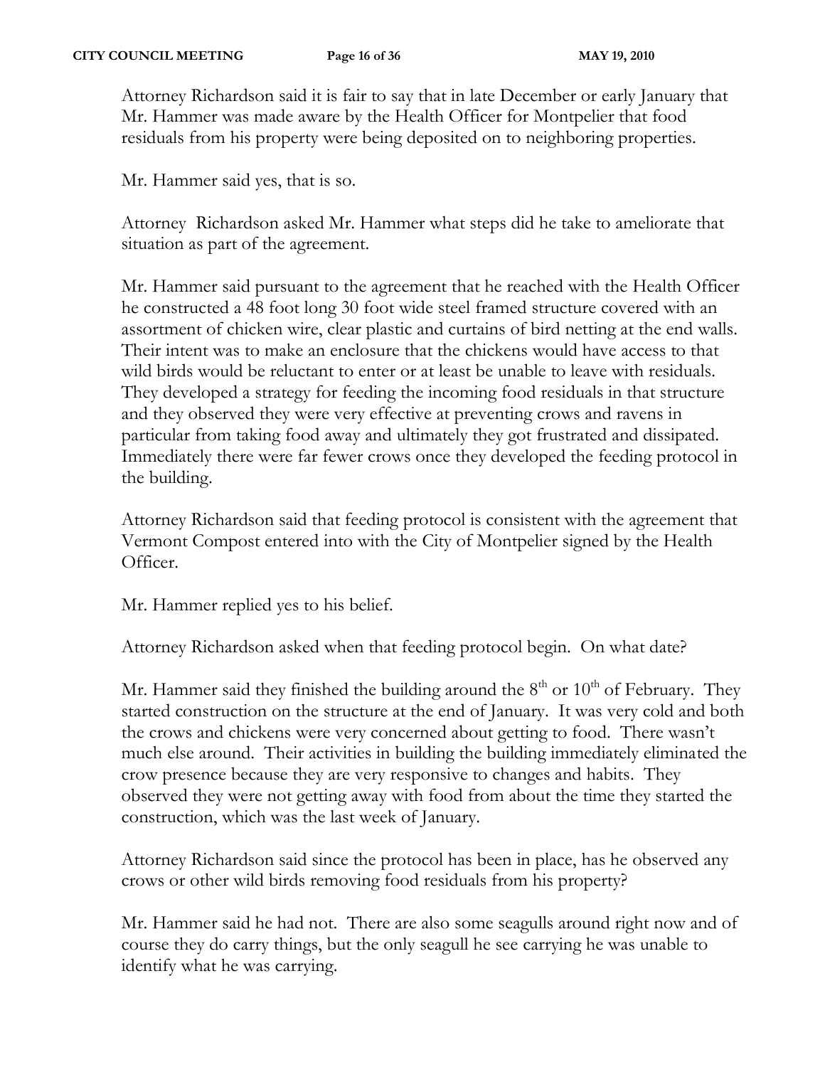Attorney Richardson said it is fair to say that in late December or early January that Mr. Hammer was made aware by the Health Officer for Montpelier that food residuals from his property were being deposited on to neighboring properties.

Mr. Hammer said yes, that is so.

Attorney Richardson asked Mr. Hammer what steps did he take to ameliorate that situation as part of the agreement.

Mr. Hammer said pursuant to the agreement that he reached with the Health Officer he constructed a 48 foot long 30 foot wide steel framed structure covered with an assortment of chicken wire, clear plastic and curtains of bird netting at the end walls. Their intent was to make an enclosure that the chickens would have access to that wild birds would be reluctant to enter or at least be unable to leave with residuals. They developed a strategy for feeding the incoming food residuals in that structure and they observed they were very effective at preventing crows and ravens in particular from taking food away and ultimately they got frustrated and dissipated. Immediately there were far fewer crows once they developed the feeding protocol in the building.

Attorney Richardson said that feeding protocol is consistent with the agreement that Vermont Compost entered into with the City of Montpelier signed by the Health Officer.

Mr. Hammer replied yes to his belief.

Attorney Richardson asked when that feeding protocol begin. On what date?

Mr. Hammer said they finished the building around the 8th or 10th of February. They started construction on the structure at the end of January. It was very cold and both the crows and chickens were very concerned about getting to food. There wasn't much else around. Their activities in building the building immediately eliminated the crow presence because they are very responsive to changes and habits. They observed they were not getting away with food from about the time they started the construction, which was the last week of January.

Attorney Richardson said since the protocol has been in place, has he observed any crows or other wild birds removing food residuals from his property?

Mr. Hammer said he had not. There are also some seagulls around right now and of course they do carry things, but the only seagull he see carrying he was unable to identify what he was carrying.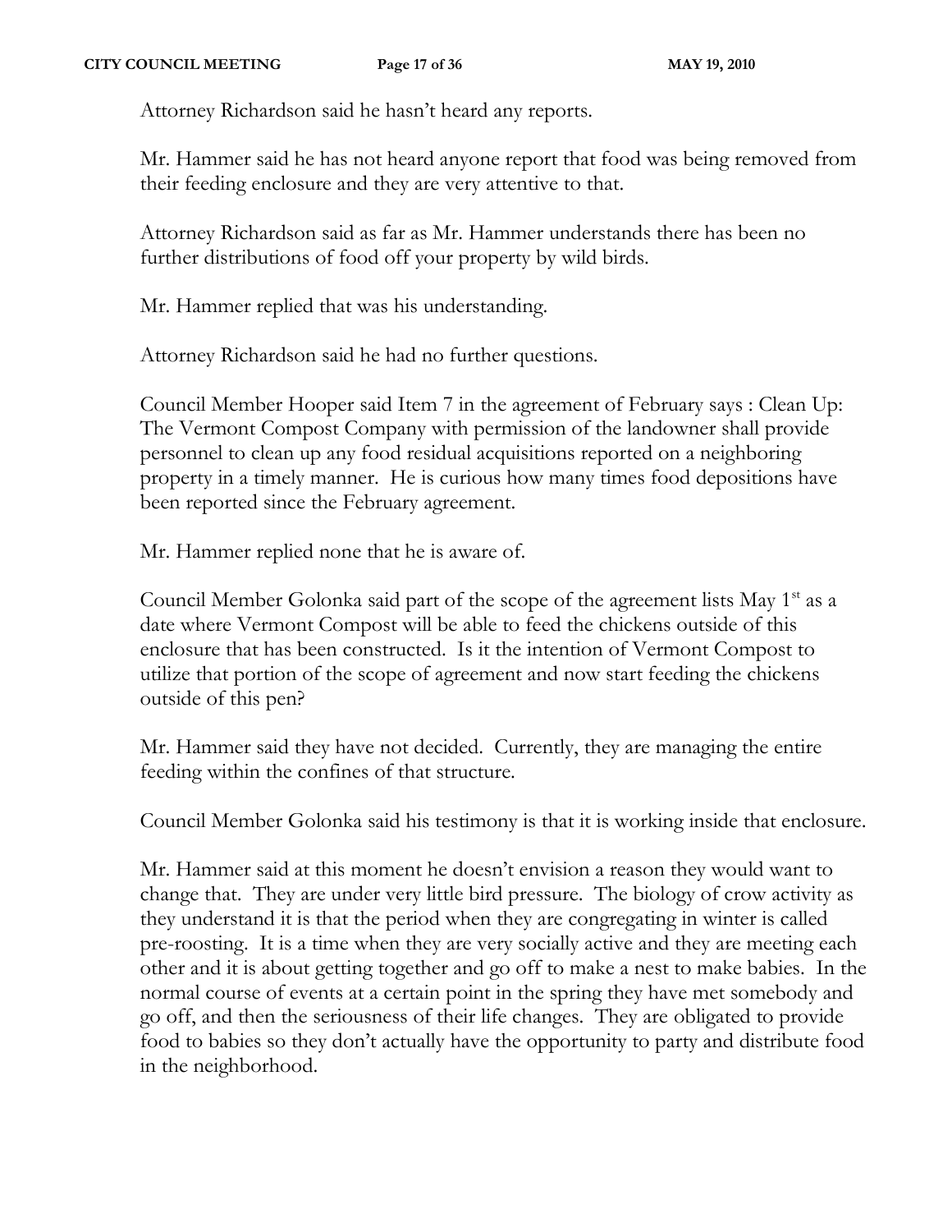Attorney Richardson said he hasn't heard any reports.

Mr. Hammer said he has not heard anyone report that food was being removed from their feeding enclosure and they are very attentive to that.

Attorney Richardson said as far as Mr. Hammer understands there has been no further distributions of food off your property by wild birds.

Mr. Hammer replied that was his understanding.

Attorney Richardson said he had no further questions.

Council Member Hooper said Item 7 in the agreement of February says : Clean Up: The Vermont Compost Company with permission of the landowner shall provide personnel to clean up any food residual acquisitions reported on a neighboring property in a timely manner. He is curious how many times food depositions have been reported since the February agreement.

Mr. Hammer replied none that he is aware of.

Council Member Golonka said part of the scope of the agreement lists May 1st as a date where Vermont Compost will be able to feed the chickens outside of this enclosure that has been constructed. Is it the intention of Vermont Compost to utilize that portion of the scope of agreement and now start feeding the chickens outside of this pen?

Mr. Hammer said they have not decided. Currently, they are managing the entire feeding within the confines of that structure.

Council Member Golonka said his testimony is that it is working inside that enclosure.

Mr. Hammer said at this moment he doesn't envision a reason they would want to change that. They are under very little bird pressure. The biology of crow activity as they understand it is that the period when they are congregating in winter is called pre-roosting. It is a time when they are very socially active and they are meeting each other and it is about getting together and go off to make a nest to make babies. In the normal course of events at a certain point in the spring they have met somebody and go off, and then the seriousness of their life changes. They are obligated to provide food to babies so they don't actually have the opportunity to party and distribute food in the neighborhood.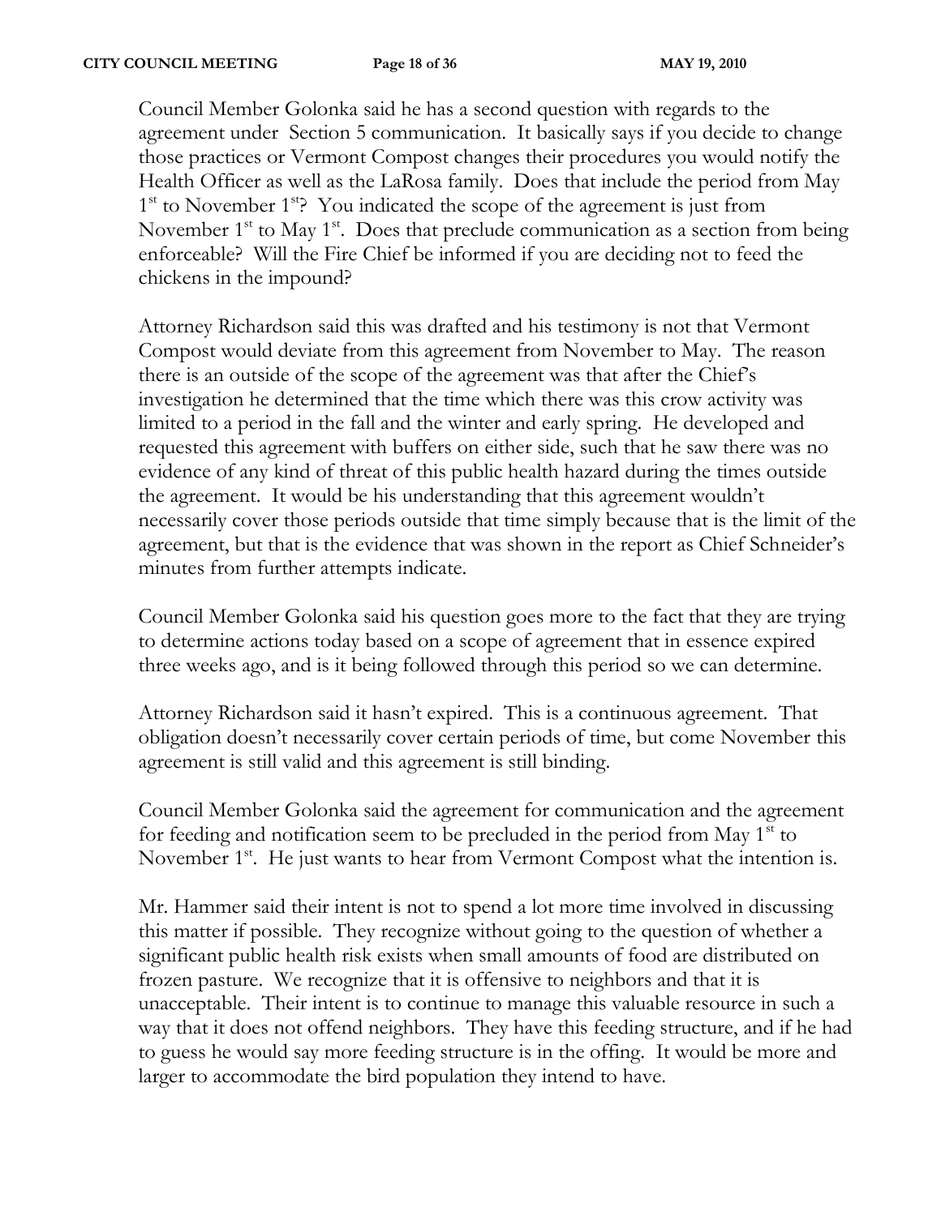Council Member Golonka said he has a second question with regards to the agreement under Section 5 communication. It basically says if you decide to change those practices or Vermont Compost changes their procedures you would notify the Health Officer as well as the LaRosa family. Does that include the period from May 1st to November 1st? You indicated the scope of the agreement is just from November 1st to May 1st. Does that preclude communication as a section from being enforceable? Will the Fire Chief be informed if you are deciding not to feed the chickens in the impound?

Attorney Richardson said this was drafted and his testimony is not that Vermont Compost would deviate from this agreement from November to May. The reason there is an outside of the scope of the agreement was that after the Chief's investigation he determined that the time which there was this crow activity was limited to a period in the fall and the winter and early spring. He developed and requested this agreement with buffers on either side, such that he saw there was no evidence of any kind of threat of this public health hazard during the times outside the agreement. It would be his understanding that this agreement wouldn't necessarily cover those periods outside that time simply because that is the limit of the agreement, but that is the evidence that was shown in the report as Chief Schneider's minutes from further attempts indicate.

Council Member Golonka said his question goes more to the fact that they are trying to determine actions today based on a scope of agreement that in essence expired three weeks ago, and is it being followed through this period so we can determine.

Attorney Richardson said it hasn't expired. This is a continuous agreement. That obligation doesn't necessarily cover certain periods of time, but come November this agreement is still valid and this agreement is still binding.

Council Member Golonka said the agreement for communication and the agreement for feeding and notification seem to be precluded in the period from May 1st to November 1st. He just wants to hear from Vermont Compost what the intention is.

Mr. Hammer said their intent is not to spend a lot more time involved in discussing this matter if possible. They recognize without going to the question of whether a significant public health risk exists when small amounts of food are distributed on frozen pasture. We recognize that it is offensive to neighbors and that it is unacceptable. Their intent is to continue to manage this valuable resource in such a way that it does not offend neighbors. They have this feeding structure, and if he had to guess he would say more feeding structure is in the offing. It would be more and larger to accommodate the bird population they intend to have.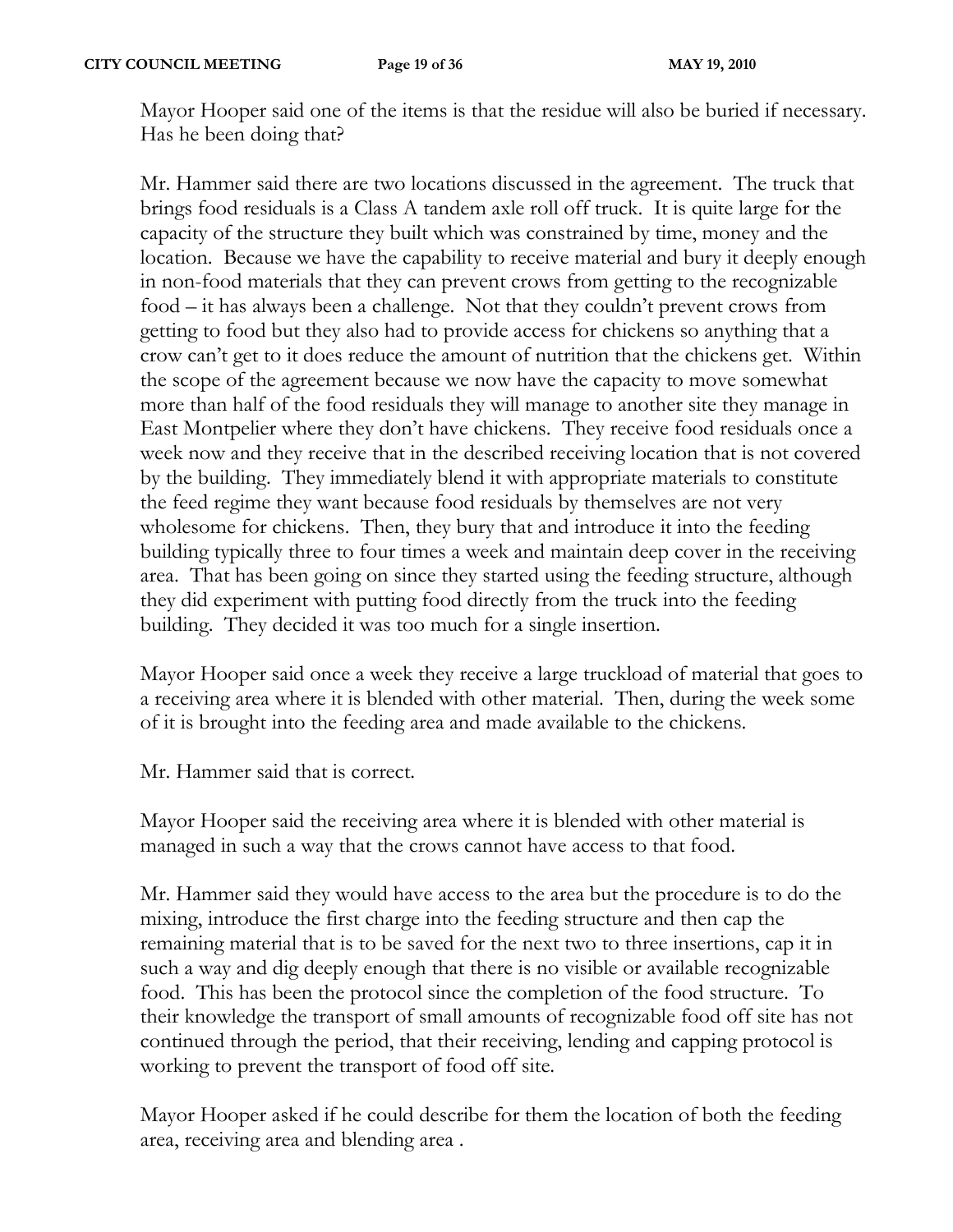Mayor Hooper said one of the items is that the residue will also be buried if necessary. Has he been doing that?

Mr. Hammer said there are two locations discussed in the agreement. The truck that brings food residuals is a Class A tandem axle roll off truck. It is quite large for the capacity of the structure they built which was constrained by time, money and the location. Because we have the capability to receive material and bury it deeply enough in non-food materials that they can prevent crows from getting to the recognizable food – it has always been a challenge. Not that they couldn't prevent crows from getting to food but they also had to provide access for chickens so anything that a crow can't get to it does reduce the amount of nutrition that the chickens get. Within the scope of the agreement because we now have the capacity to move somewhat more than half of the food residuals they will manage to another site they manage in East Montpelier where they don't have chickens. They receive food residuals once a week now and they receive that in the described receiving location that is not covered by the building. They immediately blend it with appropriate materials to constitute the feed regime they want because food residuals by themselves are not very wholesome for chickens. Then, they bury that and introduce it into the feeding building typically three to four times a week and maintain deep cover in the receiving area. That has been going on since they started using the feeding structure, although they did experiment with putting food directly from the truck into the feeding building. They decided it was too much for a single insertion.

Mayor Hooper said once a week they receive a large truckload of material that goes to a receiving area where it is blended with other material. Then, during the week some of it is brought into the feeding area and made available to the chickens.

Mr. Hammer said that is correct.

Mayor Hooper said the receiving area where it is blended with other material is managed in such a way that the crows cannot have access to that food.

Mr. Hammer said they would have access to the area but the procedure is to do the mixing, introduce the first charge into the feeding structure and then cap the remaining material that is to be saved for the next two to three insertions, cap it in such a way and dig deeply enough that there is no visible or available recognizable food. This has been the protocol since the completion of the food structure. To their knowledge the transport of small amounts of recognizable food off site has not continued through the period, that their receiving, lending and capping protocol is working to prevent the transport of food off site.

Mayor Hooper asked if he could describe for them the location of both the feeding area, receiving area and blending area .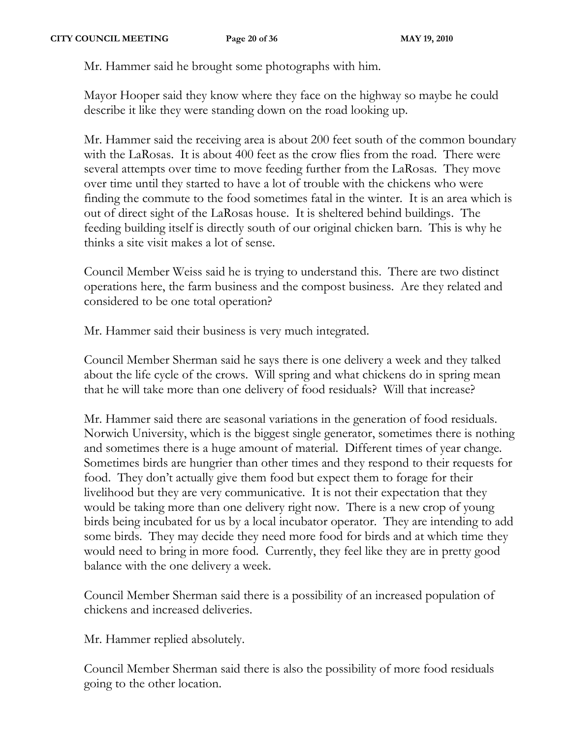Mr. Hammer said he brought some photographs with him.

Mayor Hooper said they know where they face on the highway so maybe he could describe it like they were standing down on the road looking up.

Mr. Hammer said the receiving area is about 200 feet south of the common boundary with the LaRosas. It is about 400 feet as the crow flies from the road. There were several attempts over time to move feeding further from the LaRosas. They move over time until they started to have a lot of trouble with the chickens who were finding the commute to the food sometimes fatal in the winter. It is an area which is out of direct sight of the LaRosas house. It is sheltered behind buildings. The feeding building itself is directly south of our original chicken barn. This is why he thinks a site visit makes a lot of sense.

Council Member Weiss said he is trying to understand this. There are two distinct operations here, the farm business and the compost business. Are they related and considered to be one total operation?

Mr. Hammer said their business is very much integrated.

Council Member Sherman said he says there is one delivery a week and they talked about the life cycle of the crows. Will spring and what chickens do in spring mean that he will take more than one delivery of food residuals? Will that increase?

Mr. Hammer said there are seasonal variations in the generation of food residuals. Norwich University, which is the biggest single generator, sometimes there is nothing and sometimes there is a huge amount of material. Different times of year change. Sometimes birds are hungrier than other times and they respond to their requests for food. They don't actually give them food but expect them to forage for their livelihood but they are very communicative. It is not their expectation that they would be taking more than one delivery right now. There is a new crop of young birds being incubated for us by a local incubator operator. They are intending to add some birds. They may decide they need more food for birds and at which time they would need to bring in more food. Currently, they feel like they are in pretty good balance with the one delivery a week.

Council Member Sherman said there is a possibility of an increased population of chickens and increased deliveries.

Mr. Hammer replied absolutely.

Council Member Sherman said there is also the possibility of more food residuals going to the other location.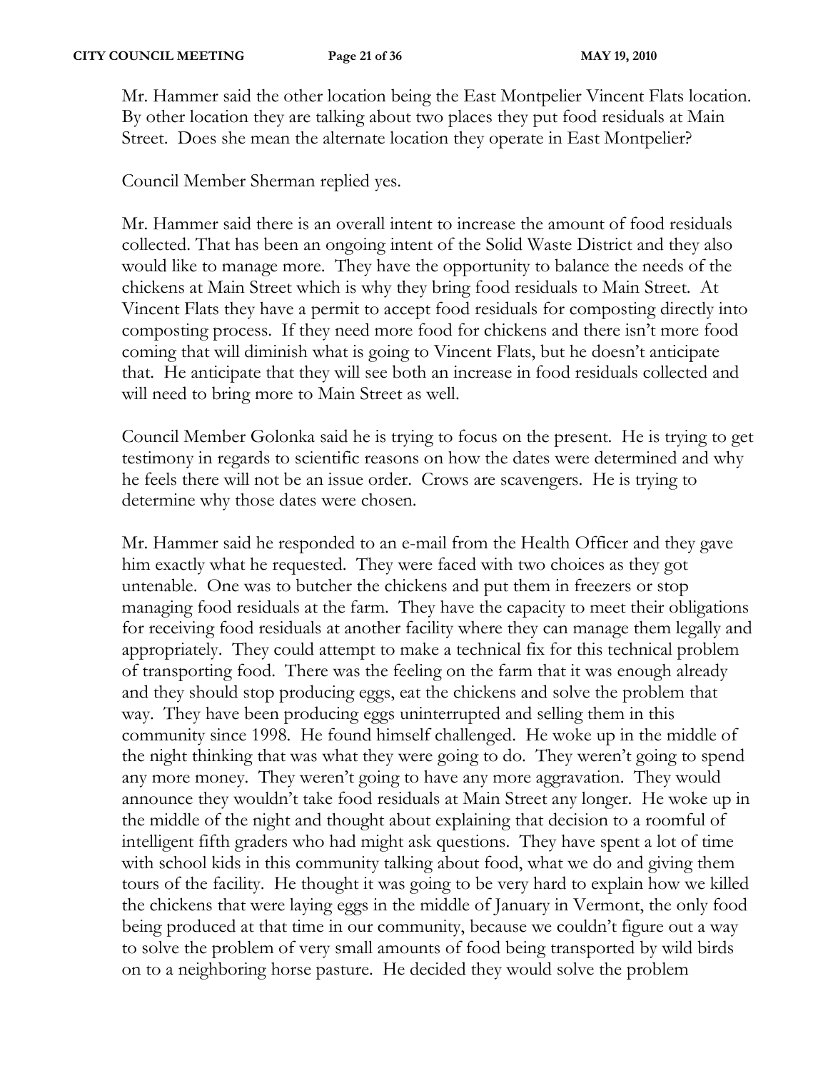Mr. Hammer said the other location being the East Montpelier Vincent Flats location. By other location they are talking about two places they put food residuals at Main Street. Does she mean the alternate location they operate in East Montpelier?

Council Member Sherman replied yes.

Mr. Hammer said there is an overall intent to increase the amount of food residuals collected. That has been an ongoing intent of the Solid Waste District and they also would like to manage more. They have the opportunity to balance the needs of the chickens at Main Street which is why they bring food residuals to Main Street. At Vincent Flats they have a permit to accept food residuals for composting directly into composting process. If they need more food for chickens and there isn't more food coming that will diminish what is going to Vincent Flats, but he doesn't anticipate that. He anticipate that they will see both an increase in food residuals collected and will need to bring more to Main Street as well.

Council Member Golonka said he is trying to focus on the present. He is trying to get testimony in regards to scientific reasons on how the dates were determined and why he feels there will not be an issue order. Crows are scavengers. He is trying to determine why those dates were chosen.

Mr. Hammer said he responded to an e-mail from the Health Officer and they gave him exactly what he requested. They were faced with two choices as they got untenable. One was to butcher the chickens and put them in freezers or stop managing food residuals at the farm. They have the capacity to meet their obligations for receiving food residuals at another facility where they can manage them legally and appropriately. They could attempt to make a technical fix for this technical problem of transporting food. There was the feeling on the farm that it was enough already and they should stop producing eggs, eat the chickens and solve the problem that way. They have been producing eggs uninterrupted and selling them in this community since 1998. He found himself challenged. He woke up in the middle of the night thinking that was what they were going to do. They weren't going to spend any more money. They weren't going to have any more aggravation. They would announce they wouldn't take food residuals at Main Street any longer. He woke up in the middle of the night and thought about explaining that decision to a roomful of intelligent fifth graders who had might ask questions. They have spent a lot of time with school kids in this community talking about food, what we do and giving them tours of the facility. He thought it was going to be very hard to explain how we killed the chickens that were laying eggs in the middle of January in Vermont, the only food being produced at that time in our community, because we couldn't figure out a way to solve the problem of very small amounts of food being transported by wild birds on to a neighboring horse pasture. He decided they would solve the problem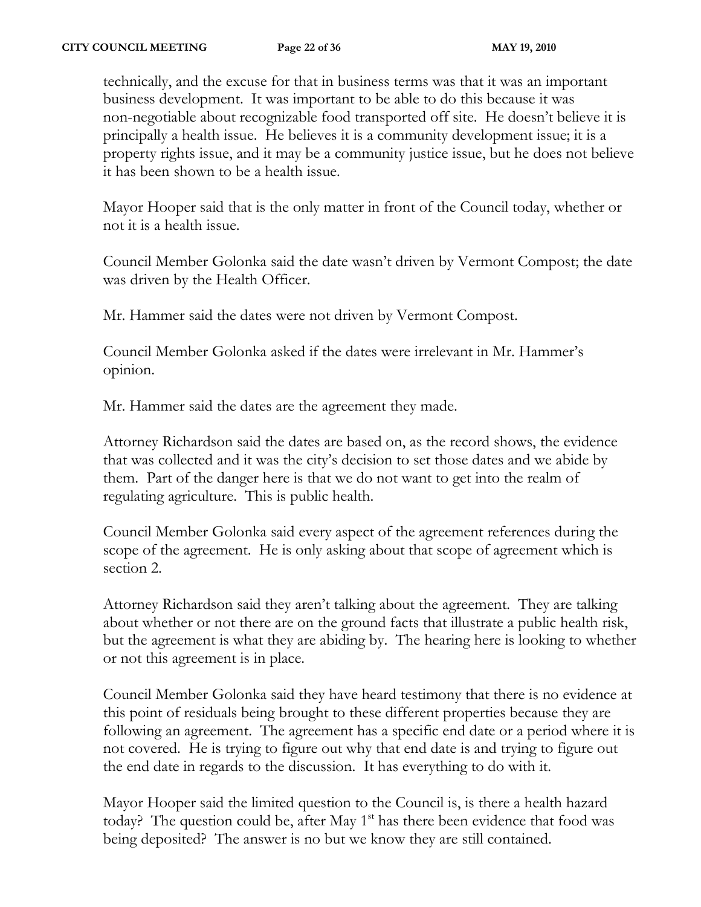technically, and the excuse for that in business terms was that it was an important business development. It was important to be able to do this because it was non-negotiable about recognizable food transported off site. He doesn't believe it is principally a health issue. He believes it is a community development issue; it is a property rights issue, and it may be a community justice issue, but he does not believe it has been shown to be a health issue.

Mayor Hooper said that is the only matter in front of the Council today, whether or not it is a health issue.

Council Member Golonka said the date wasn't driven by Vermont Compost; the date was driven by the Health Officer.

Mr. Hammer said the dates were not driven by Vermont Compost.

Council Member Golonka asked if the dates were irrelevant in Mr. Hammer's opinion.

Mr. Hammer said the dates are the agreement they made.

Attorney Richardson said the dates are based on, as the record shows, the evidence that was collected and it was the city's decision to set those dates and we abide by them. Part of the danger here is that we do not want to get into the realm of regulating agriculture. This is public health.

Council Member Golonka said every aspect of the agreement references during the scope of the agreement. He is only asking about that scope of agreement which is section 2.

Attorney Richardson said they aren't talking about the agreement. They are talking about whether or not there are on the ground facts that illustrate a public health risk, but the agreement is what they are abiding by. The hearing here is looking to whether or not this agreement is in place.

Council Member Golonka said they have heard testimony that there is no evidence at this point of residuals being brought to these different properties because they are following an agreement. The agreement has a specific end date or a period where it is not covered. He is trying to figure out why that end date is and trying to figure out the end date in regards to the discussion. It has everything to do with it.

Mayor Hooper said the limited question to the Council is, is there a health hazard today? The question could be, after May 1st has there been evidence that food was being deposited? The answer is no but we know they are still contained.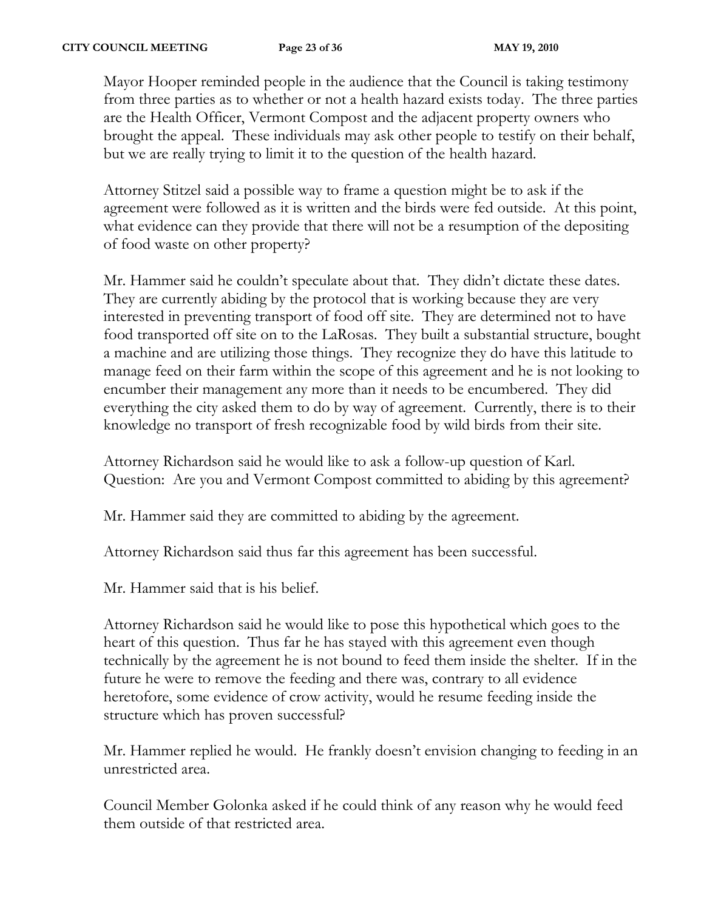Mayor Hooper reminded people in the audience that the Council is taking testimony from three parties as to whether or not a health hazard exists today. The three parties are the Health Officer, Vermont Compost and the adjacent property owners who brought the appeal. These individuals may ask other people to testify on their behalf, but we are really trying to limit it to the question of the health hazard.

Attorney Stitzel said a possible way to frame a question might be to ask if the agreement were followed as it is written and the birds were fed outside. At this point, what evidence can they provide that there will not be a resumption of the depositing of food waste on other property?

Mr. Hammer said he couldn't speculate about that. They didn't dictate these dates. They are currently abiding by the protocol that is working because they are very interested in preventing transport of food off site. They are determined not to have food transported off site on to the LaRosas. They built a substantial structure, bought a machine and are utilizing those things. They recognize they do have this latitude to manage feed on their farm within the scope of this agreement and he is not looking to encumber their management any more than it needs to be encumbered. They did everything the city asked them to do by way of agreement. Currently, there is to their knowledge no transport of fresh recognizable food by wild birds from their site.

Attorney Richardson said he would like to ask a follow-up question of Karl. Question: Are you and Vermont Compost committed to abiding by this agreement?

Mr. Hammer said they are committed to abiding by the agreement.

Attorney Richardson said thus far this agreement has been successful.

Mr. Hammer said that is his belief.

Attorney Richardson said he would like to pose this hypothetical which goes to the heart of this question. Thus far he has stayed with this agreement even though technically by the agreement he is not bound to feed them inside the shelter. If in the future he were to remove the feeding and there was, contrary to all evidence heretofore, some evidence of crow activity, would he resume feeding inside the structure which has proven successful?

Mr. Hammer replied he would. He frankly doesn't envision changing to feeding in an unrestricted area.

Council Member Golonka asked if he could think of any reason why he would feed them outside of that restricted area.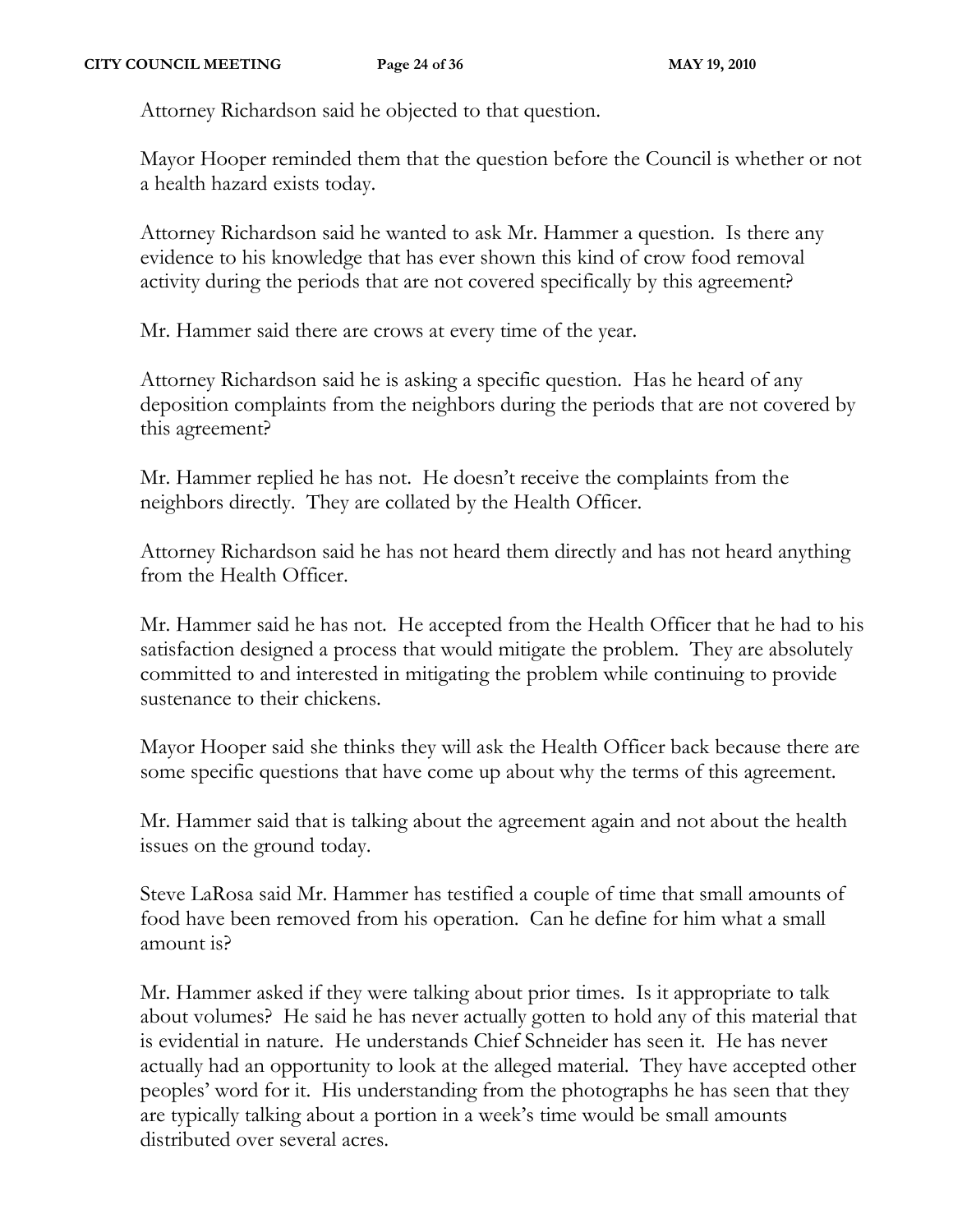Attorney Richardson said he objected to that question.

Mayor Hooper reminded them that the question before the Council is whether or not a health hazard exists today.

Attorney Richardson said he wanted to ask Mr. Hammer a question. Is there any evidence to his knowledge that has ever shown this kind of crow food removal activity during the periods that are not covered specifically by this agreement?

Mr. Hammer said there are crows at every time of the year.

Attorney Richardson said he is asking a specific question. Has he heard of any deposition complaints from the neighbors during the periods that are not covered by this agreement?

Mr. Hammer replied he has not. He doesn't receive the complaints from the neighbors directly. They are collated by the Health Officer.

Attorney Richardson said he has not heard them directly and has not heard anything from the Health Officer.

Mr. Hammer said he has not. He accepted from the Health Officer that he had to his satisfaction designed a process that would mitigate the problem. They are absolutely committed to and interested in mitigating the problem while continuing to provide sustenance to their chickens.

Mayor Hooper said she thinks they will ask the Health Officer back because there are some specific questions that have come up about why the terms of this agreement.

Mr. Hammer said that is talking about the agreement again and not about the health issues on the ground today.

Steve LaRosa said Mr. Hammer has testified a couple of time that small amounts of food have been removed from his operation. Can he define for him what a small amount is?

Mr. Hammer asked if they were talking about prior times. Is it appropriate to talk about volumes? He said he has never actually gotten to hold any of this material that is evidential in nature. He understands Chief Schneider has seen it. He has never actually had an opportunity to look at the alleged material. They have accepted other peoples' word for it. His understanding from the photographs he has seen that they are typically talking about a portion in a week's time would be small amounts distributed over several acres.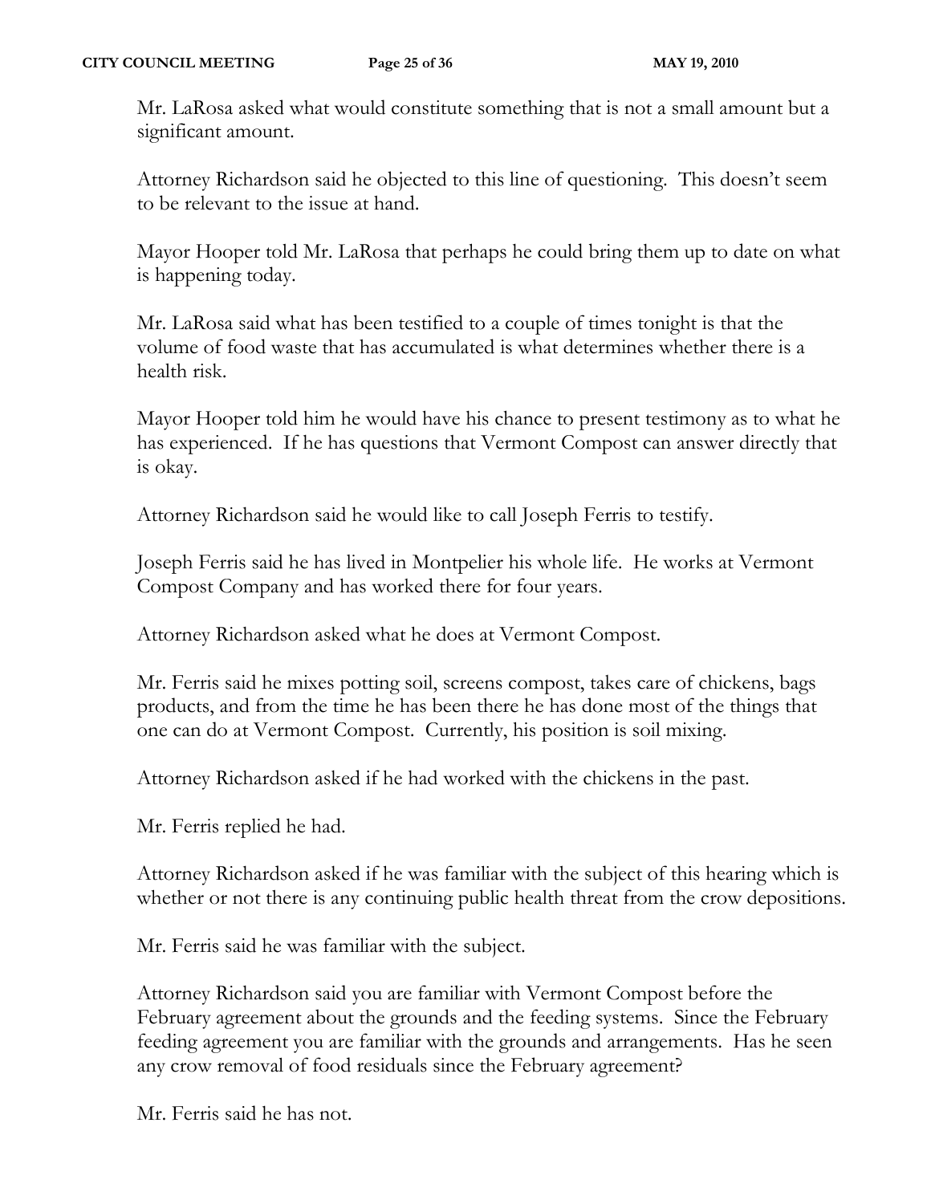Mr. LaRosa asked what would constitute something that is not a small amount but a significant amount.

Attorney Richardson said he objected to this line of questioning. This doesn't seem to be relevant to the issue at hand.

Mayor Hooper told Mr. LaRosa that perhaps he could bring them up to date on what is happening today.

Mr. LaRosa said what has been testified to a couple of times tonight is that the volume of food waste that has accumulated is what determines whether there is a health risk.

Mayor Hooper told him he would have his chance to present testimony as to what he has experienced. If he has questions that Vermont Compost can answer directly that is okay.

Attorney Richardson said he would like to call Joseph Ferris to testify.

Joseph Ferris said he has lived in Montpelier his whole life. He works at Vermont Compost Company and has worked there for four years.

Attorney Richardson asked what he does at Vermont Compost.

Mr. Ferris said he mixes potting soil, screens compost, takes care of chickens, bags products, and from the time he has been there he has done most of the things that one can do at Vermont Compost. Currently, his position is soil mixing.

Attorney Richardson asked if he had worked with the chickens in the past.

Mr. Ferris replied he had.

Attorney Richardson asked if he was familiar with the subject of this hearing which is whether or not there is any continuing public health threat from the crow depositions.

Mr. Ferris said he was familiar with the subject.

Attorney Richardson said you are familiar with Vermont Compost before the February agreement about the grounds and the feeding systems. Since the February feeding agreement you are familiar with the grounds and arrangements. Has he seen any crow removal of food residuals since the February agreement?

Mr. Ferris said he has not.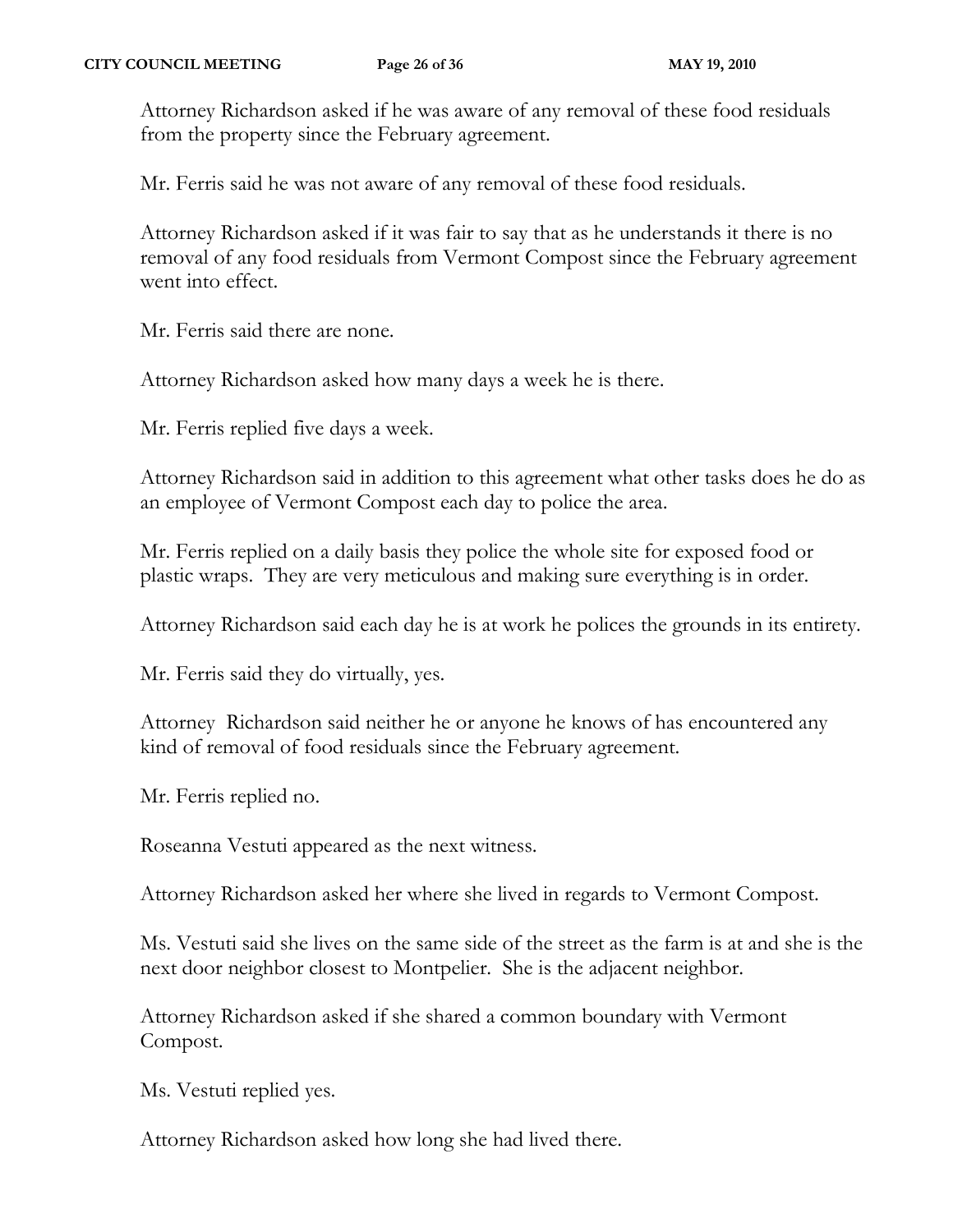Attorney Richardson asked if he was aware of any removal of these food residuals from the property since the February agreement.

Mr. Ferris said he was not aware of any removal of these food residuals.

Attorney Richardson asked if it was fair to say that as he understands it there is no removal of any food residuals from Vermont Compost since the February agreement went into effect.

Mr. Ferris said there are none.

Attorney Richardson asked how many days a week he is there.

Mr. Ferris replied five days a week.

Attorney Richardson said in addition to this agreement what other tasks does he do as an employee of Vermont Compost each day to police the area.

Mr. Ferris replied on a daily basis they police the whole site for exposed food or plastic wraps. They are very meticulous and making sure everything is in order.

Attorney Richardson said each day he is at work he polices the grounds in its entirety.

Mr. Ferris said they do virtually, yes.

Attorney Richardson said neither he or anyone he knows of has encountered any kind of removal of food residuals since the February agreement.

Mr. Ferris replied no.

Roseanna Vestuti appeared as the next witness.

Attorney Richardson asked her where she lived in regards to Vermont Compost.

Ms. Vestuti said she lives on the same side of the street as the farm is at and she is the next door neighbor closest to Montpelier. She is the adjacent neighbor.

Attorney Richardson asked if she shared a common boundary with Vermont Compost.

Ms. Vestuti replied yes.

Attorney Richardson asked how long she had lived there.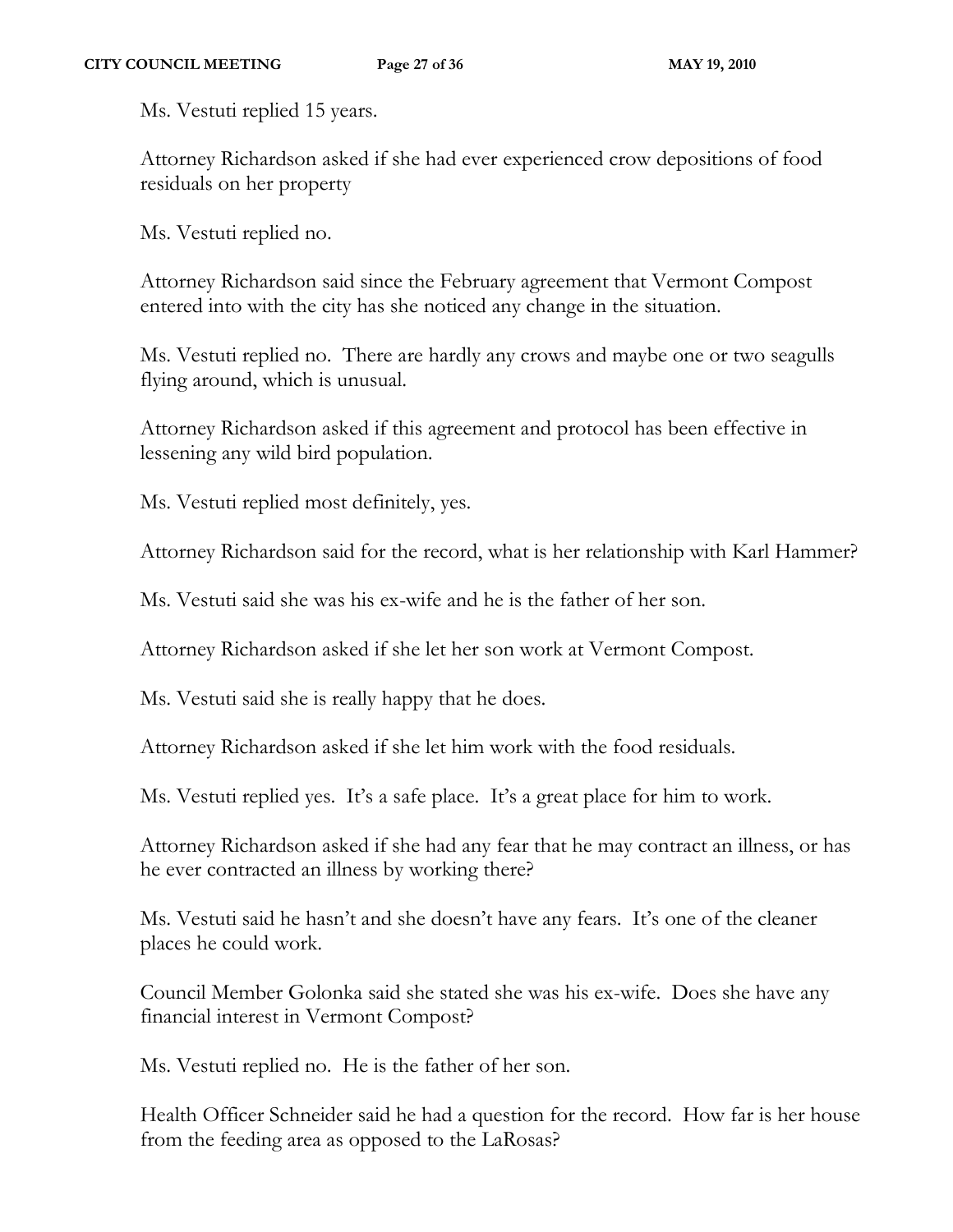Ms. Vestuti replied 15 years.

Attorney Richardson asked if she had ever experienced crow depositions of food residuals on her property

Ms. Vestuti replied no.

Attorney Richardson said since the February agreement that Vermont Compost entered into with the city has she noticed any change in the situation.

Ms. Vestuti replied no. There are hardly any crows and maybe one or two seagulls flying around, which is unusual.

Attorney Richardson asked if this agreement and protocol has been effective in lessening any wild bird population.

Ms. Vestuti replied most definitely, yes.

Attorney Richardson said for the record, what is her relationship with Karl Hammer?

Ms. Vestuti said she was his ex-wife and he is the father of her son.

Attorney Richardson asked if she let her son work at Vermont Compost.

Ms. Vestuti said she is really happy that he does.

Attorney Richardson asked if she let him work with the food residuals.

Ms. Vestuti replied yes. It's a safe place. It's a great place for him to work.

Attorney Richardson asked if she had any fear that he may contract an illness, or has he ever contracted an illness by working there?

Ms. Vestuti said he hasn't and she doesn't have any fears. It's one of the cleaner places he could work.

Council Member Golonka said she stated she was his ex-wife. Does she have any financial interest in Vermont Compost?

Ms. Vestuti replied no. He is the father of her son.

Health Officer Schneider said he had a question for the record. How far is her house from the feeding area as opposed to the LaRosas?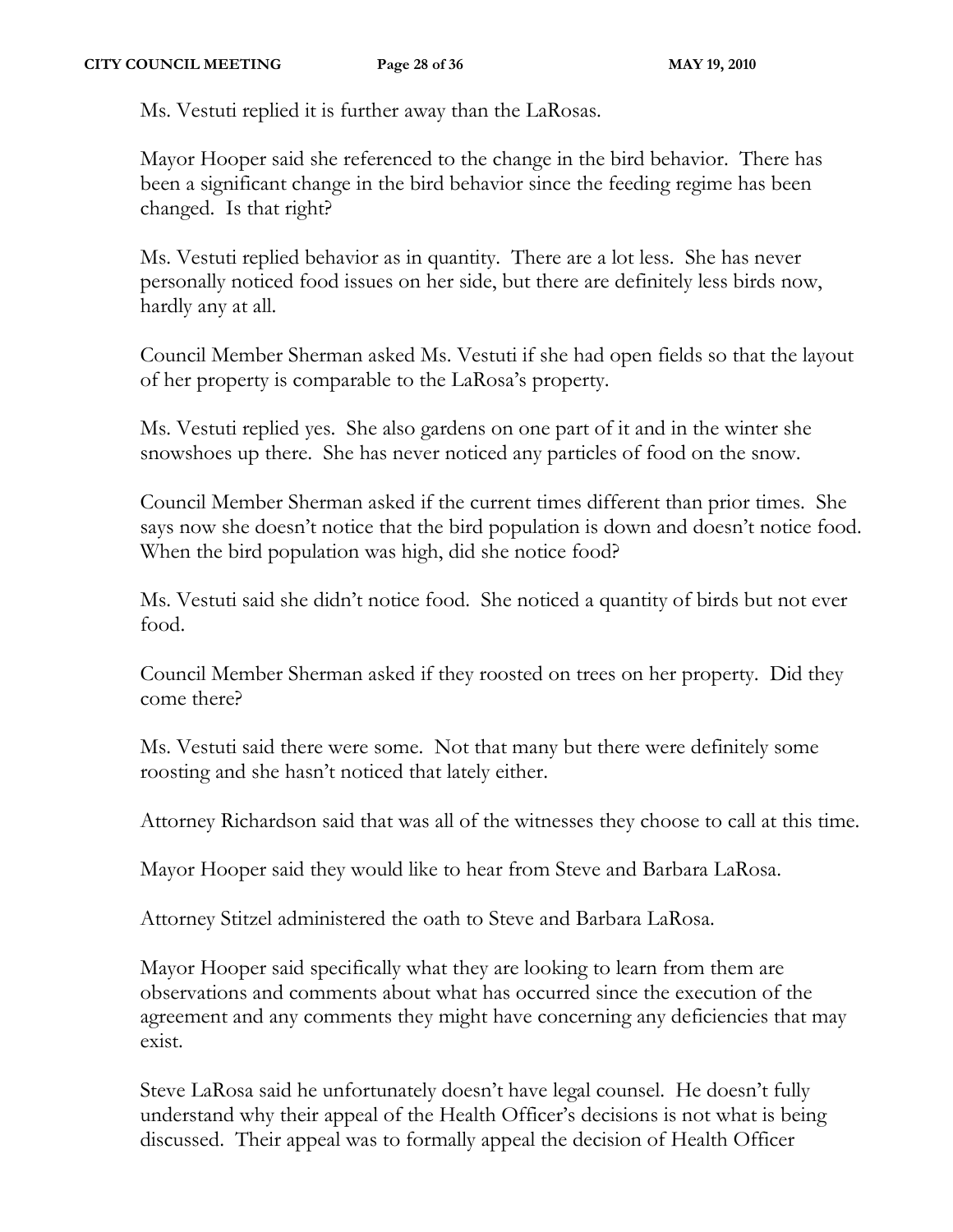Ms. Vestuti replied it is further away than the LaRosas.

Mayor Hooper said she referenced to the change in the bird behavior. There has been a significant change in the bird behavior since the feeding regime has been changed. Is that right?

Ms. Vestuti replied behavior as in quantity. There are a lot less. She has never personally noticed food issues on her side, but there are definitely less birds now, hardly any at all.

Council Member Sherman asked Ms. Vestuti if she had open fields so that the layout of her property is comparable to the LaRosa's property.

Ms. Vestuti replied yes. She also gardens on one part of it and in the winter she snowshoes up there. She has never noticed any particles of food on the snow.

Council Member Sherman asked if the current times different than prior times. She says now she doesn't notice that the bird population is down and doesn't notice food. When the bird population was high, did she notice food?

Ms. Vestuti said she didn't notice food. She noticed a quantity of birds but not ever food.

Council Member Sherman asked if they roosted on trees on her property. Did they come there?

Ms. Vestuti said there were some. Not that many but there were definitely some roosting and she hasn't noticed that lately either.

Attorney Richardson said that was all of the witnesses they choose to call at this time.

Mayor Hooper said they would like to hear from Steve and Barbara LaRosa.

Attorney Stitzel administered the oath to Steve and Barbara LaRosa.

Mayor Hooper said specifically what they are looking to learn from them are observations and comments about what has occurred since the execution of the agreement and any comments they might have concerning any deficiencies that may exist.

Steve LaRosa said he unfortunately doesn't have legal counsel. He doesn't fully understand why their appeal of the Health Officer's decisions is not what is being discussed. Their appeal was to formally appeal the decision of Health Officer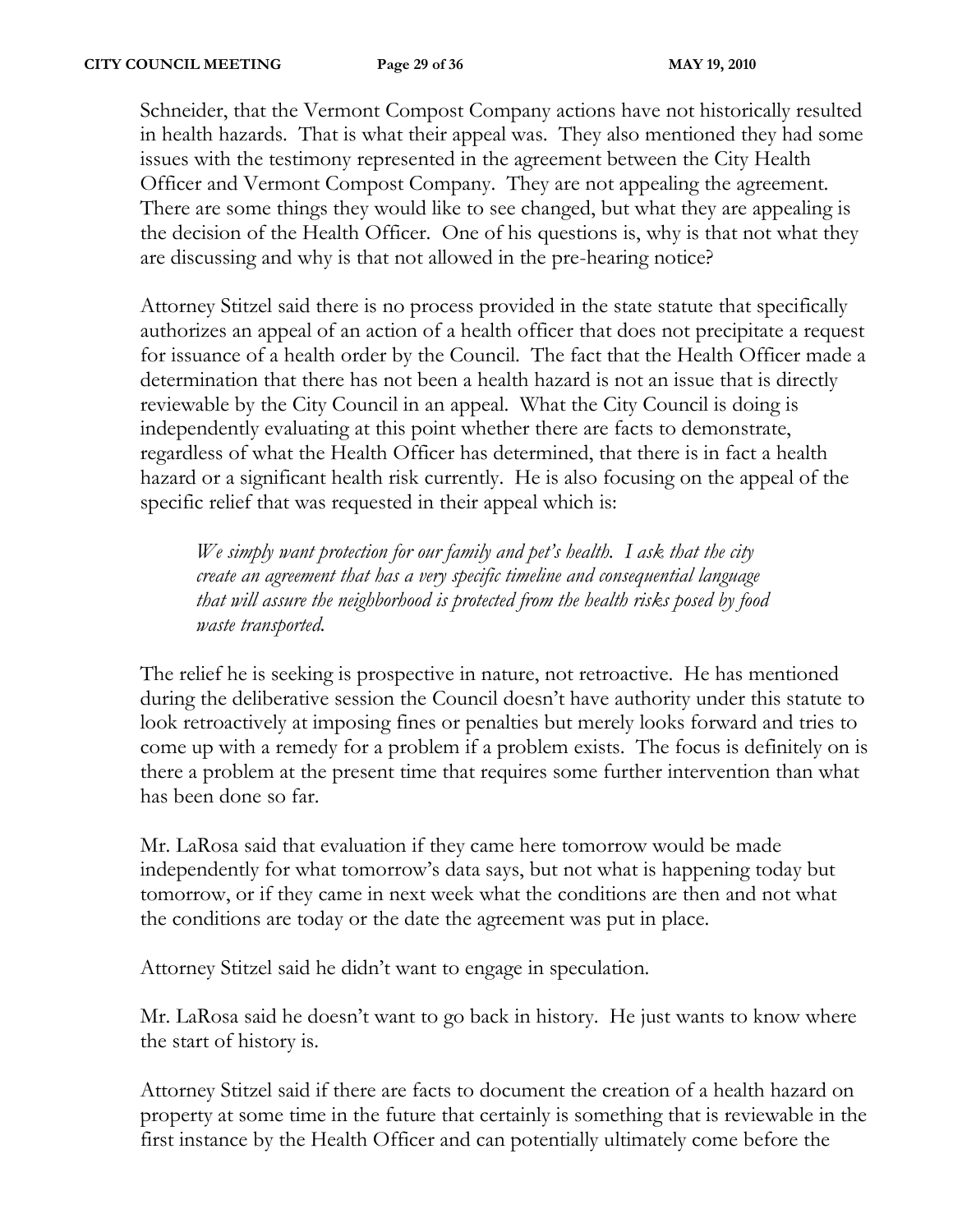Schneider, that the Vermont Compost Company actions have not historically resulted in health hazards. That is what their appeal was. They also mentioned they had some issues with the testimony represented in the agreement between the City Health Officer and Vermont Compost Company. They are not appealing the agreement. There are some things they would like to see changed, but what they are appealing is the decision of the Health Officer. One of his questions is, why is that not what they are discussing and why is that not allowed in the pre-hearing notice?

Attorney Stitzel said there is no process provided in the state statute that specifically authorizes an appeal of an action of a health officer that does not precipitate a request for issuance of a health order by the Council. The fact that the Health Officer made a determination that there has not been a health hazard is not an issue that is directly reviewable by the City Council in an appeal. What the City Council is doing is independently evaluating at this point whether there are facts to demonstrate, regardless of what the Health Officer has determined, that there is in fact a health hazard or a significant health risk currently. He is also focusing on the appeal of the specific relief that was requested in their appeal which is:

> *We simply want protection for our family and pet's health. I ask that the city create an agreement that has a very specific timeline and consequential language that will assure the neighborhood is protected from the health risks posed by food waste transported.*

The relief he is seeking is prospective in nature, not retroactive. He has mentioned during the deliberative session the Council doesn't have authority under this statute to look retroactively at imposing fines or penalties but merely looks forward and tries to come up with a remedy for a problem if a problem exists. The focus is definitely on is there a problem at the present time that requires some further intervention than what has been done so far.

Mr. LaRosa said that evaluation if they came here tomorrow would be made independently for what tomorrow's data says, but not what is happening today but tomorrow, or if they came in next week what the conditions are then and not what the conditions are today or the date the agreement was put in place.

Attorney Stitzel said he didn't want to engage in speculation.

Mr. LaRosa said he doesn't want to go back in history. He just wants to know where the start of history is.

Attorney Stitzel said if there are facts to document the creation of a health hazard on property at some time in the future that certainly is something that is reviewable in the first instance by the Health Officer and can potentially ultimately come before the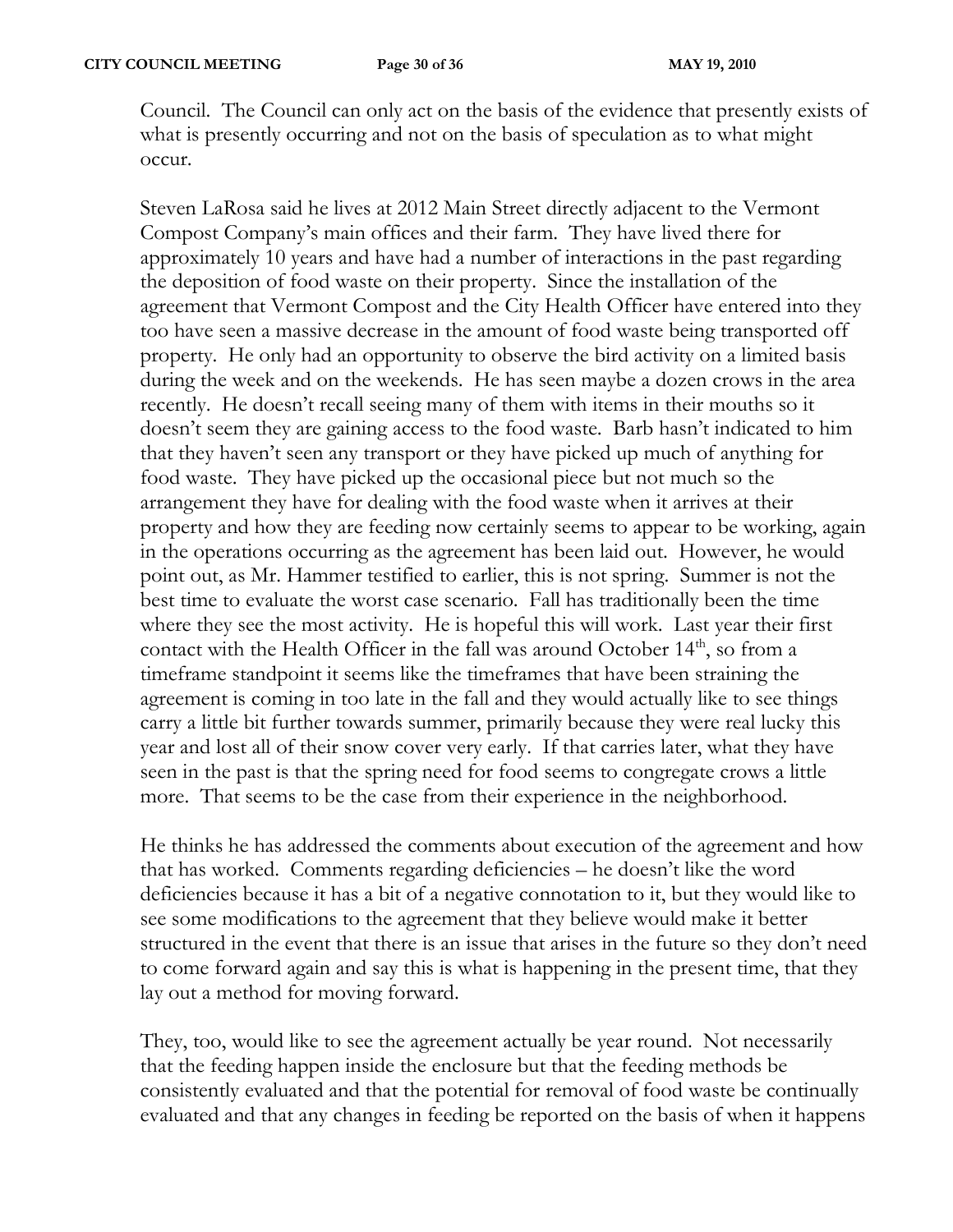Council. The Council can only act on the basis of the evidence that presently exists of what is presently occurring and not on the basis of speculation as to what might occur.

Steven LaRosa said he lives at 2012 Main Street directly adjacent to the Vermont Compost Company's main offices and their farm. They have lived there for approximately 10 years and have had a number of interactions in the past regarding the deposition of food waste on their property. Since the installation of the agreement that Vermont Compost and the City Health Officer have entered into they too have seen a massive decrease in the amount of food waste being transported off property. He only had an opportunity to observe the bird activity on a limited basis during the week and on the weekends. He has seen maybe a dozen crows in the area recently. He doesn't recall seeing many of them with items in their mouths so it doesn't seem they are gaining access to the food waste. Barb hasn't indicated to him that they haven't seen any transport or they have picked up much of anything for food waste. They have picked up the occasional piece but not much so the arrangement they have for dealing with the food waste when it arrives at their property and how they are feeding now certainly seems to appear to be working, again in the operations occurring as the agreement has been laid out. However, he would point out, as Mr. Hammer testified to earlier, this is not spring. Summer is not the best time to evaluate the worst case scenario. Fall has traditionally been the time where they see the most activity. He is hopeful this will work. Last year their first contact with the Health Officer in the fall was around October 14th, so from a timeframe standpoint it seems like the timeframes that have been straining the agreement is coming in too late in the fall and they would actually like to see things carry a little bit further towards summer, primarily because they were real lucky this year and lost all of their snow cover very early. If that carries later, what they have seen in the past is that the spring need for food seems to congregate crows a little more. That seems to be the case from their experience in the neighborhood.

He thinks he has addressed the comments about execution of the agreement and how that has worked. Comments regarding deficiencies – he doesn't like the word deficiencies because it has a bit of a negative connotation to it, but they would like to see some modifications to the agreement that they believe would make it better structured in the event that there is an issue that arises in the future so they don't need to come forward again and say this is what is happening in the present time, that they lay out a method for moving forward.

They, too, would like to see the agreement actually be year round. Not necessarily that the feeding happen inside the enclosure but that the feeding methods be consistently evaluated and that the potential for removal of food waste be continually evaluated and that any changes in feeding be reported on the basis of when it happens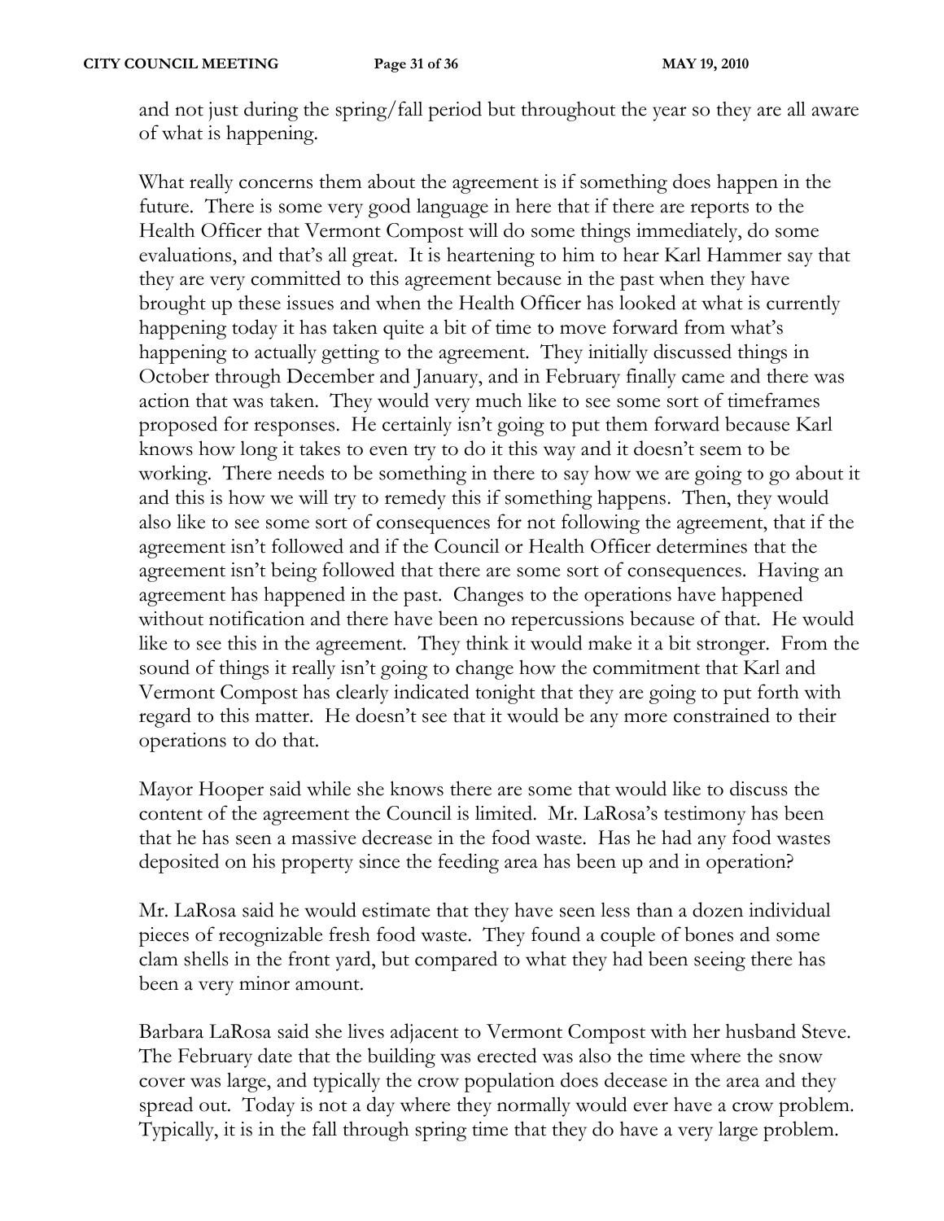and not just during the spring/fall period but throughout the year so they are all aware of what is happening.

What really concerns them about the agreement is if something does happen in the future. There is some very good language in here that if there are reports to the Health Officer that Vermont Compost will do some things immediately, do some evaluations, and that's all great. It is heartening to him to hear Karl Hammer say that they are very committed to this agreement because in the past when they have brought up these issues and when the Health Officer has looked at what is currently happening today it has taken quite a bit of time to move forward from what's happening to actually getting to the agreement. They initially discussed things in October through December and January, and in February finally came and there was action that was taken. They would very much like to see some sort of timeframes proposed for responses. He certainly isn't going to put them forward because Karl knows how long it takes to even try to do it this way and it doesn't seem to be working. There needs to be something in there to say how we are going to go about it and this is how we will try to remedy this if something happens. Then, they would also like to see some sort of consequences for not following the agreement, that if the agreement isn't followed and if the Council or Health Officer determines that the agreement isn't being followed that there are some sort of consequences. Having an agreement has happened in the past. Changes to the operations have happened without notification and there have been no repercussions because of that. He would like to see this in the agreement. They think it would make it a bit stronger. From the sound of things it really isn't going to change how the commitment that Karl and Vermont Compost has clearly indicated tonight that they are going to put forth with regard to this matter. He doesn't see that it would be any more constrained to their operations to do that.

Mayor Hooper said while she knows there are some that would like to discuss the content of the agreement the Council is limited. Mr. LaRosa's testimony has been that he has seen a massive decrease in the food waste. Has he had any food wastes deposited on his property since the feeding area has been up and in operation?

Mr. LaRosa said he would estimate that they have seen less than a dozen individual pieces of recognizable fresh food waste. They found a couple of bones and some clam shells in the front yard, but compared to what they had been seeing there has been a very minor amount.

Barbara LaRosa said she lives adjacent to Vermont Compost with her husband Steve. The February date that the building was erected was also the time where the snow cover was large, and typically the crow population does decease in the area and they spread out. Today is not a day where they normally would ever have a crow problem. Typically, it is in the fall through spring time that they do have a very large problem.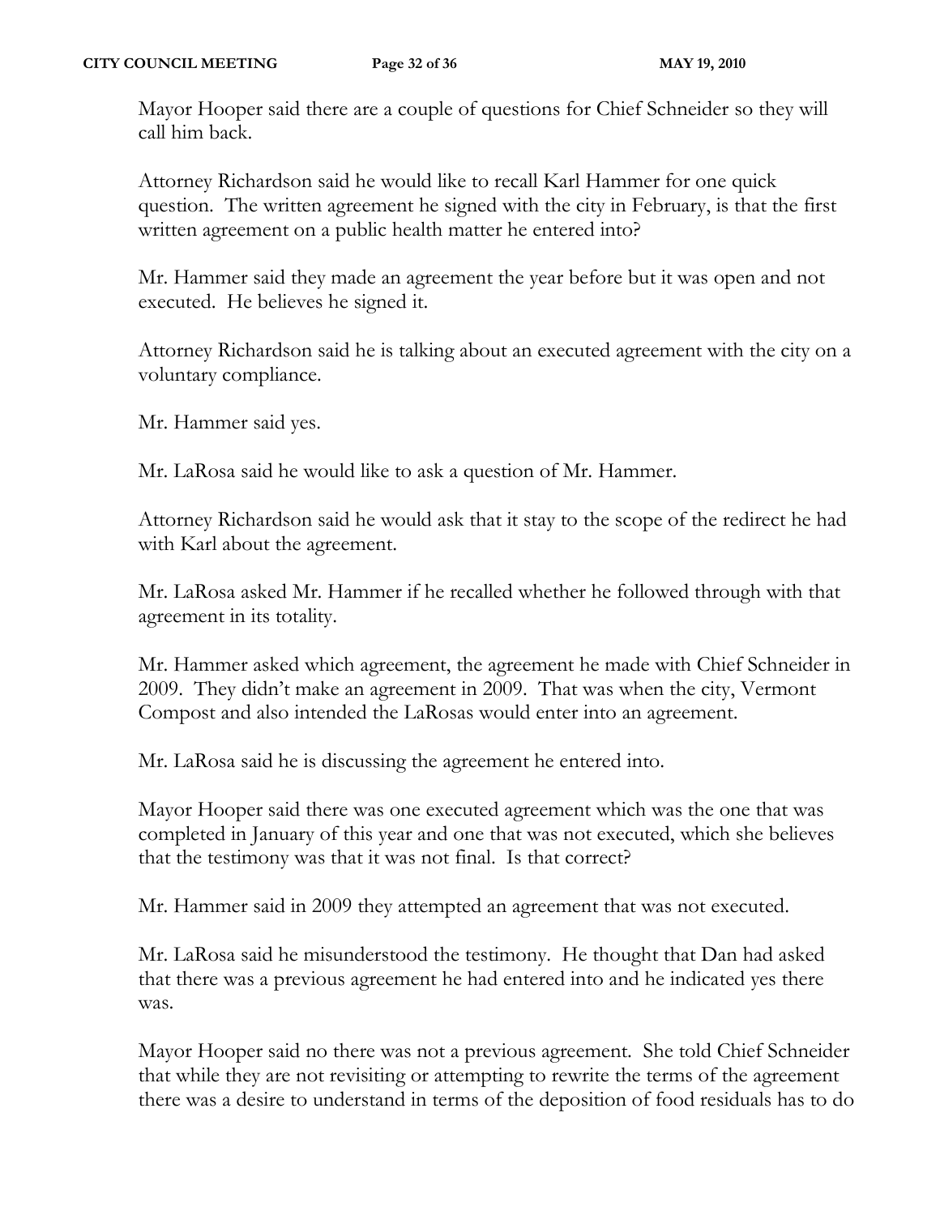Mayor Hooper said there are a couple of questions for Chief Schneider so they will call him back.

Attorney Richardson said he would like to recall Karl Hammer for one quick question. The written agreement he signed with the city in February, is that the first written agreement on a public health matter he entered into?

Mr. Hammer said they made an agreement the year before but it was open and not executed. He believes he signed it.

Attorney Richardson said he is talking about an executed agreement with the city on a voluntary compliance.

Mr. Hammer said yes.

Mr. LaRosa said he would like to ask a question of Mr. Hammer.

Attorney Richardson said he would ask that it stay to the scope of the redirect he had with Karl about the agreement.

Mr. LaRosa asked Mr. Hammer if he recalled whether he followed through with that agreement in its totality.

Mr. Hammer asked which agreement, the agreement he made with Chief Schneider in 2009. They didn't make an agreement in 2009. That was when the city, Vermont Compost and also intended the LaRosas would enter into an agreement.

Mr. LaRosa said he is discussing the agreement he entered into.

Mayor Hooper said there was one executed agreement which was the one that was completed in January of this year and one that was not executed, which she believes that the testimony was that it was not final. Is that correct?

Mr. Hammer said in 2009 they attempted an agreement that was not executed.

Mr. LaRosa said he misunderstood the testimony. He thought that Dan had asked that there was a previous agreement he had entered into and he indicated yes there was.

Mayor Hooper said no there was not a previous agreement. She told Chief Schneider that while they are not revisiting or attempting to rewrite the terms of the agreement there was a desire to understand in terms of the deposition of food residuals has to do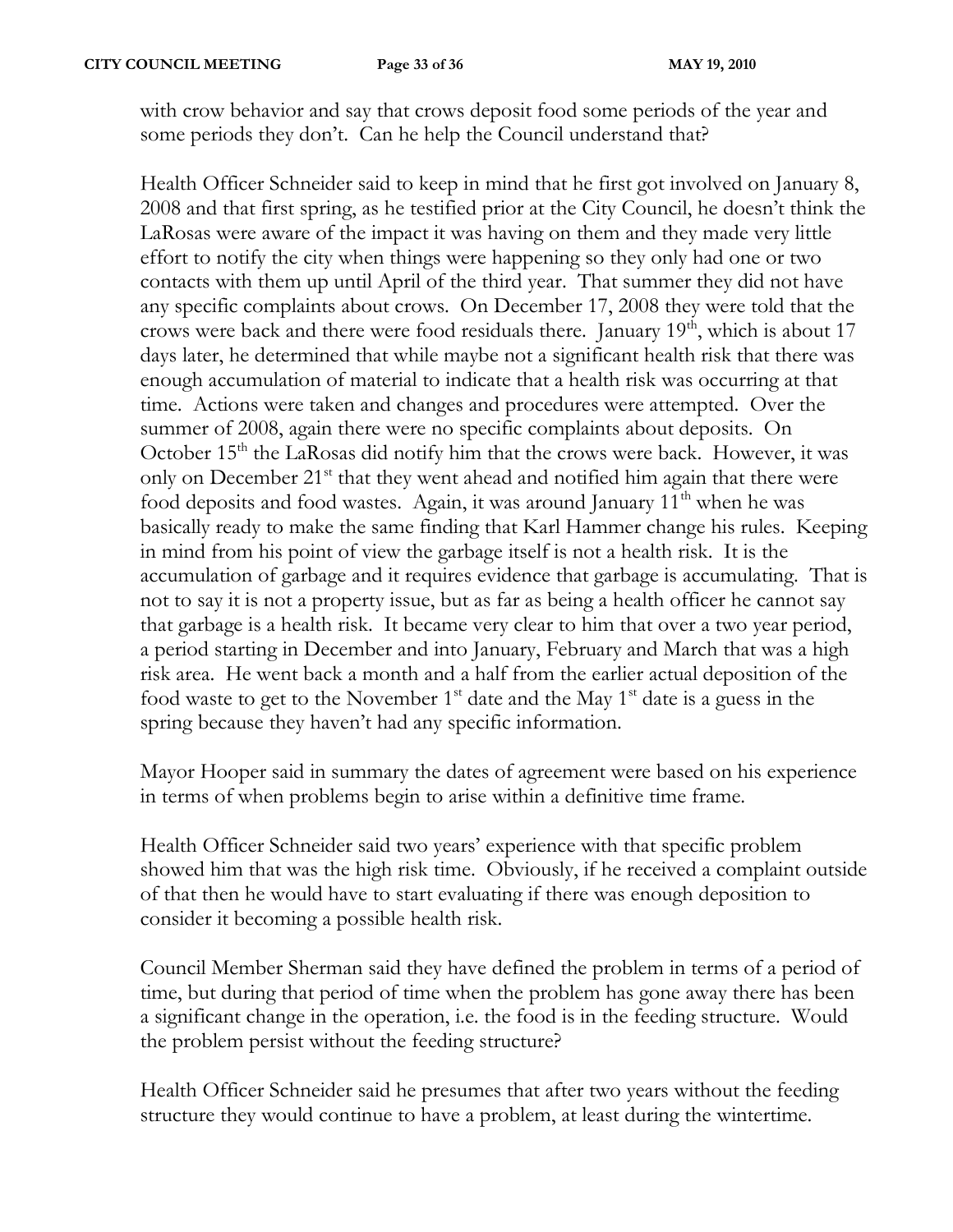with crow behavior and say that crows deposit food some periods of the year and some periods they don't. Can he help the Council understand that?

Health Officer Schneider said to keep in mind that he first got involved on January 8, 2008 and that first spring, as he testified prior at the City Council, he doesn't think the LaRosas were aware of the impact it was having on them and they made very little effort to notify the city when things were happening so they only had one or two contacts with them up until April of the third year. That summer they did not have any specific complaints about crows. On December 17, 2008 they were told that the crows were back and there were food residuals there. January 19th, which is about 17 days later, he determined that while maybe not a significant health risk that there was enough accumulation of material to indicate that a health risk was occurring at that time. Actions were taken and changes and procedures were attempted. Over the summer of 2008, again there were no specific complaints about deposits. On October 15th the LaRosas did notify him that the crows were back. However, it was only on December 21st that they went ahead and notified him again that there were food deposits and food wastes. Again, it was around January 11th when he was basically ready to make the same finding that Karl Hammer change his rules. Keeping in mind from his point of view the garbage itself is not a health risk. It is the accumulation of garbage and it requires evidence that garbage is accumulating. That is not to say it is not a property issue, but as far as being a health officer he cannot say that garbage is a health risk. It became very clear to him that over a two year period, a period starting in December and into January, February and March that was a high risk area. He went back a month and a half from the earlier actual deposition of the food waste to get to the November 1st date and the May 1st date is a guess in the spring because they haven't had any specific information.

Mayor Hooper said in summary the dates of agreement were based on his experience in terms of when problems begin to arise within a definitive time frame.

Health Officer Schneider said two years' experience with that specific problem showed him that was the high risk time. Obviously, if he received a complaint outside of that then he would have to start evaluating if there was enough deposition to consider it becoming a possible health risk.

Council Member Sherman said they have defined the problem in terms of a period of time, but during that period of time when the problem has gone away there has been a significant change in the operation, i.e. the food is in the feeding structure. Would the problem persist without the feeding structure?

Health Officer Schneider said he presumes that after two years without the feeding structure they would continue to have a problem, at least during the wintertime.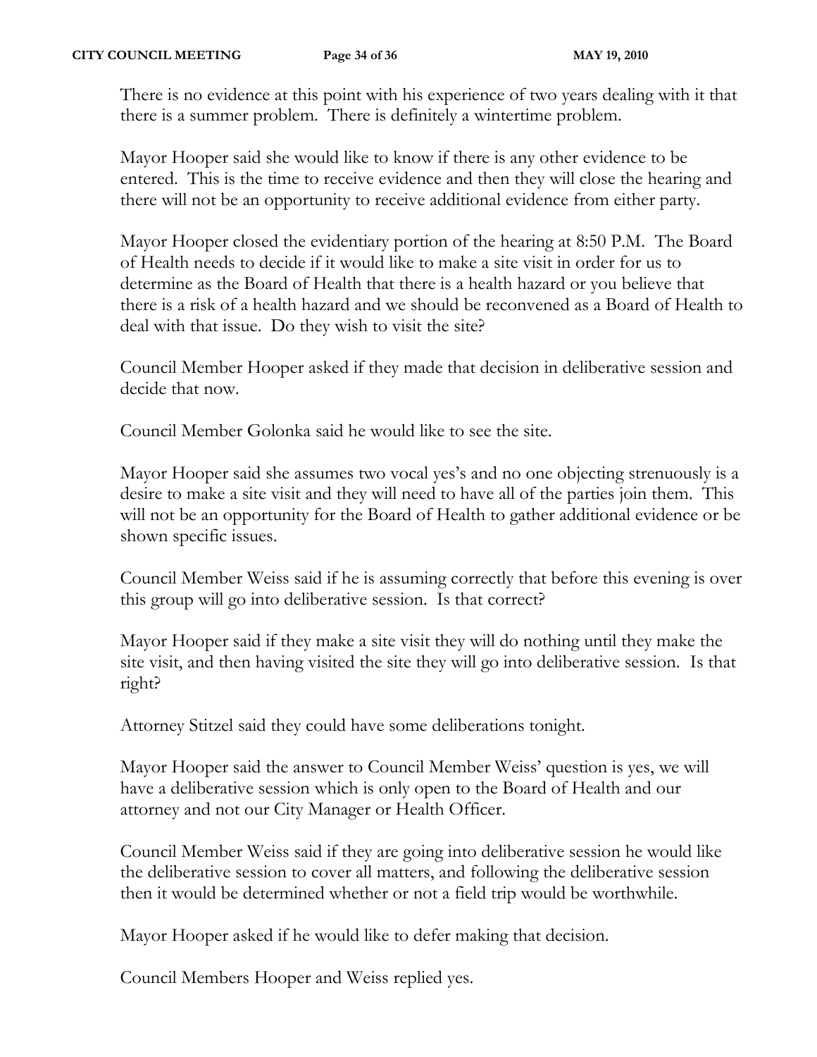There is no evidence at this point with his experience of two years dealing with it that there is a summer problem. There is definitely a wintertime problem.

Mayor Hooper said she would like to know if there is any other evidence to be entered. This is the time to receive evidence and then they will close the hearing and there will not be an opportunity to receive additional evidence from either party.

Mayor Hooper closed the evidentiary portion of the hearing at 8:50 P.M. The Board of Health needs to decide if it would like to make a site visit in order for us to determine as the Board of Health that there is a health hazard or you believe that there is a risk of a health hazard and we should be reconvened as a Board of Health to deal with that issue. Do they wish to visit the site?

Council Member Hooper asked if they made that decision in deliberative session and decide that now.

Council Member Golonka said he would like to see the site.

Mayor Hooper said she assumes two vocal yes's and no one objecting strenuously is a desire to make a site visit and they will need to have all of the parties join them. This will not be an opportunity for the Board of Health to gather additional evidence or be shown specific issues.

Council Member Weiss said if he is assuming correctly that before this evening is over this group will go into deliberative session. Is that correct?

Mayor Hooper said if they make a site visit they will do nothing until they make the site visit, and then having visited the site they will go into deliberative session. Is that right?

Attorney Stitzel said they could have some deliberations tonight.

Mayor Hooper said the answer to Council Member Weiss' question is yes, we will have a deliberative session which is only open to the Board of Health and our attorney and not our City Manager or Health Officer.

Council Member Weiss said if they are going into deliberative session he would like the deliberative session to cover all matters, and following the deliberative session then it would be determined whether or not a field trip would be worthwhile.

Mayor Hooper asked if he would like to defer making that decision.

Council Members Hooper and Weiss replied yes.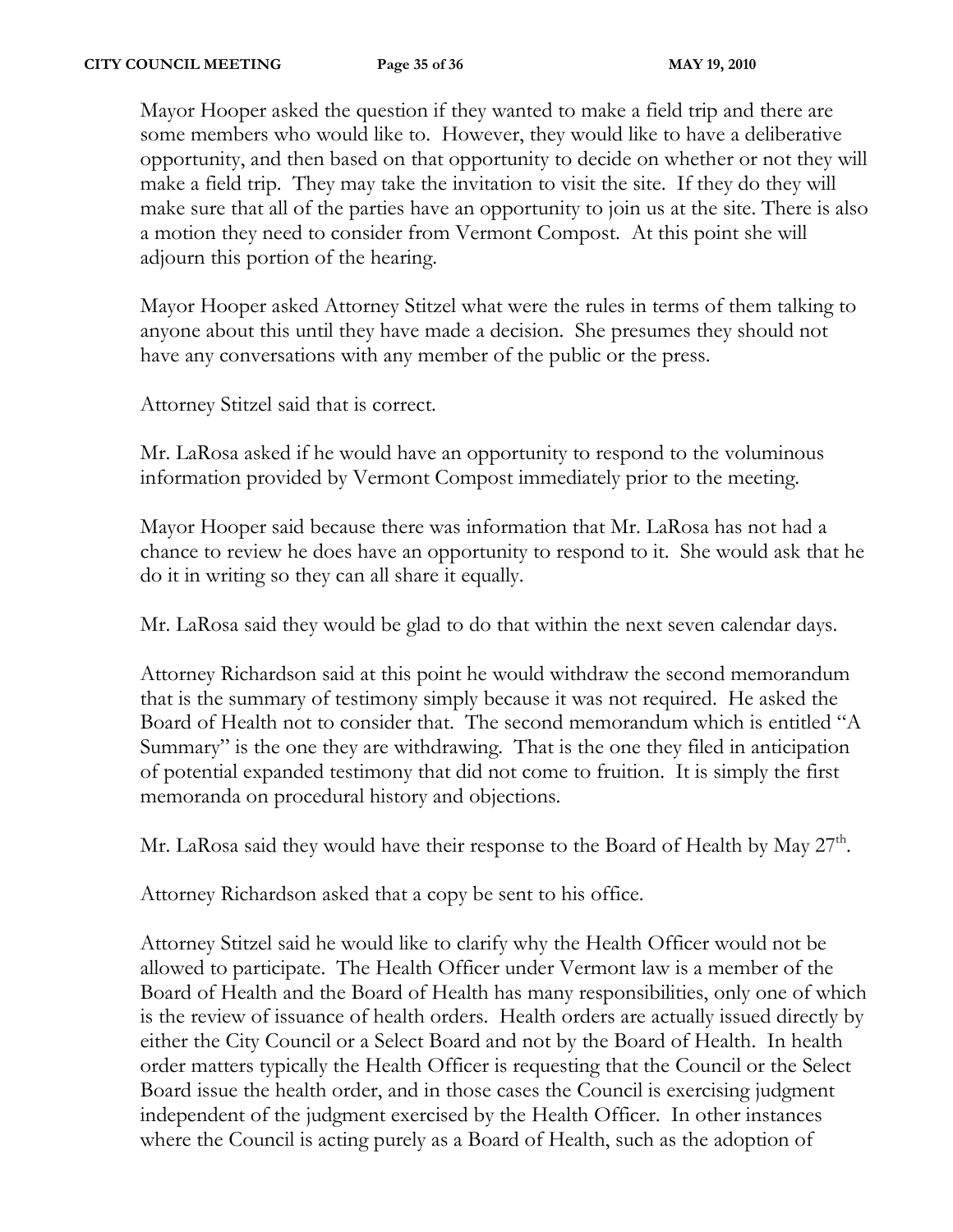Mayor Hooper asked the question if they wanted to make a field trip and there are some members who would like to. However, they would like to have a deliberative opportunity, and then based on that opportunity to decide on whether or not they will make a field trip. They may take the invitation to visit the site. If they do they will make sure that all of the parties have an opportunity to join us at the site. There is also a motion they need to consider from Vermont Compost. At this point she will adjourn this portion of the hearing.

Mayor Hooper asked Attorney Stitzel what were the rules in terms of them talking to anyone about this until they have made a decision. She presumes they should not have any conversations with any member of the public or the press.

Attorney Stitzel said that is correct.

Mr. LaRosa asked if he would have an opportunity to respond to the voluminous information provided by Vermont Compost immediately prior to the meeting.

Mayor Hooper said because there was information that Mr. LaRosa has not had a chance to review he does have an opportunity to respond to it. She would ask that he do it in writing so they can all share it equally.

Mr. LaRosa said they would be glad to do that within the next seven calendar days.

Attorney Richardson said at this point he would withdraw the second memorandum that is the summary of testimony simply because it was not required. He asked the Board of Health not to consider that. The second memorandum which is entitled "A Summary" is the one they are withdrawing. That is the one they filed in anticipation of potential expanded testimony that did not come to fruition. It is simply the first memoranda on procedural history and objections.

Mr. LaRosa said they would have their response to the Board of Health by May 27th.

Attorney Richardson asked that a copy be sent to his office.

Attorney Stitzel said he would like to clarify why the Health Officer would not be allowed to participate. The Health Officer under Vermont law is a member of the Board of Health and the Board of Health has many responsibilities, only one of which is the review of issuance of health orders. Health orders are actually issued directly by either the City Council or a Select Board and not by the Board of Health. In health order matters typically the Health Officer is requesting that the Council or the Select Board issue the health order, and in those cases the Council is exercising judgment independent of the judgment exercised by the Health Officer. In other instances where the Council is acting purely as a Board of Health, such as the adoption of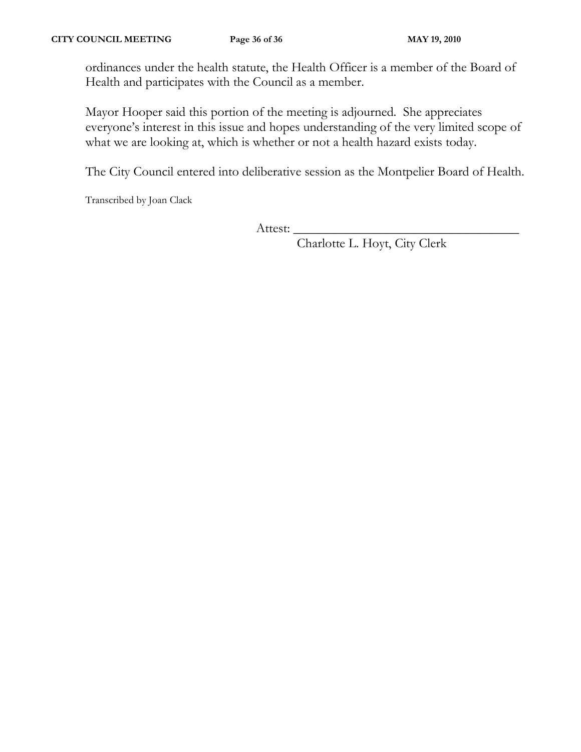ordinances under the health statute, the Health Officer is a member of the Board of Health and participates with the Council as a member.

Mayor Hooper said this portion of the meeting is adjourned. She appreciates everyone's interest in this issue and hopes understanding of the very limited scope of what we are looking at, which is whether or not a health hazard exists today.

The City Council entered into deliberative session as the Montpelier Board of Health.

Transcribed by Joan Clack

Attest: ___________________________________

Charlotte L. Hoyt, City Clerk